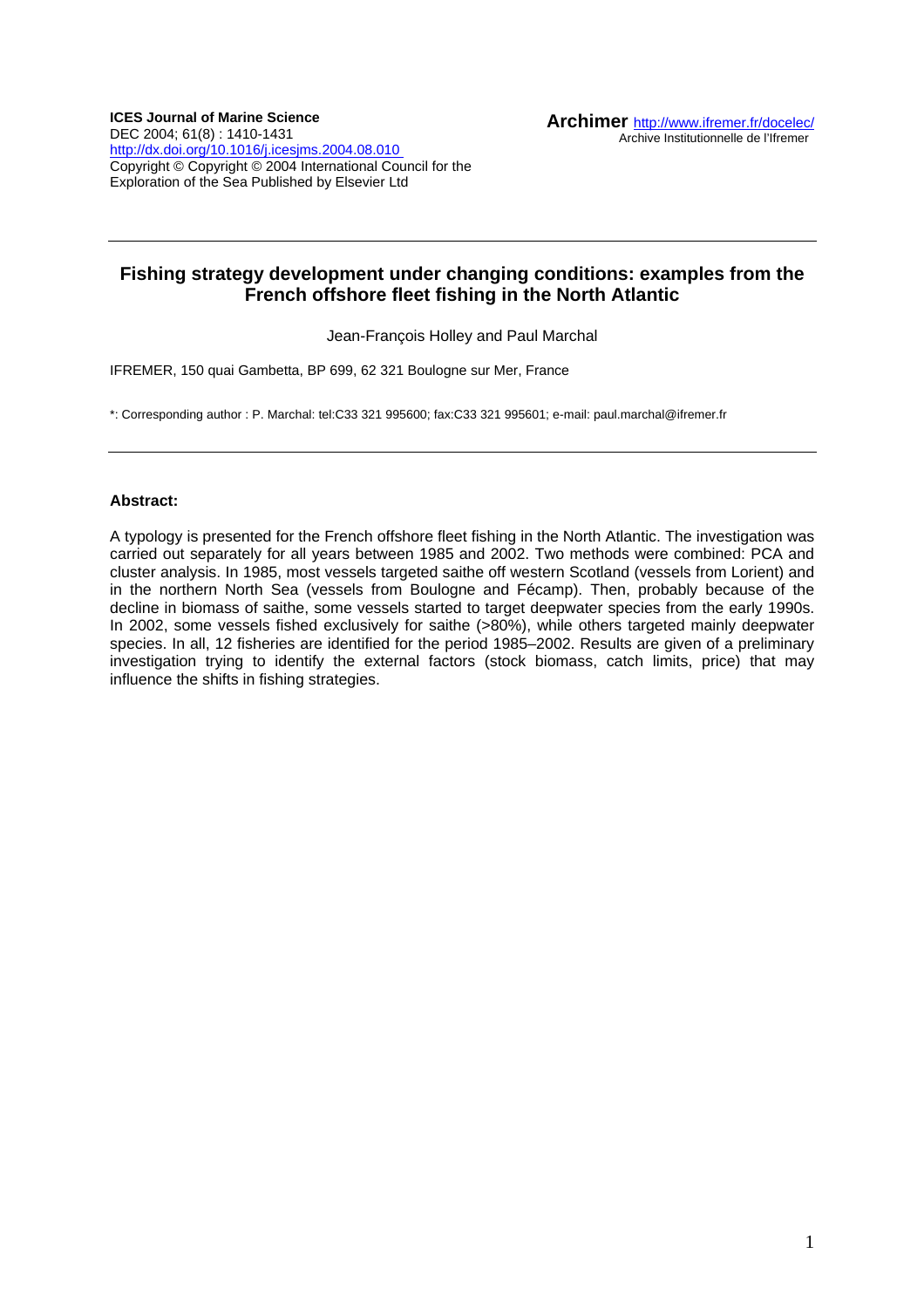**ICES Journal of Marine Science**
DEC 2004; 61(8) : 1410-1431
http://dx.doi.org/10.1016/j.icesjms.2004.08.010
Copyright © Copyright © 2004 International Council for the Exploration of the Sea Published by Elsevier Ltd

**Archimer** http://www.ifremer.fr/docelec/
Archive Institutionnelle de l'Ifremer

# Fishing strategy development under changing conditions: examples from the French offshore fleet fishing in the North Atlantic

Jean-François Holley and Paul Marchal

IFREMER, 150 quai Gambetta, BP 699, 62 321 Boulogne sur Mer, France

*: Corresponding author : P. Marchal: tel:C33 321 995600; fax:C33 321 995601; e-mail: paul.marchal@ifremer.fr

## Abstract:

A typology is presented for the French offshore fleet fishing in the North Atlantic. The investigation was carried out separately for all years between 1985 and 2002. Two methods were combined: PCA and cluster analysis. In 1985, most vessels targeted saithe off western Scotland (vessels from Lorient) and in the northern North Sea (vessels from Boulogne and Fécamp). Then, probably because of the decline in biomass of saithe, some vessels started to target deepwater species from the early 1990s. In 2002, some vessels fished exclusively for saithe (>80%), while others targeted mainly deepwater species. In all, 12 fisheries are identified for the period 1985–2002. Results are given of a preliminary investigation trying to identify the external factors (stock biomass, catch limits, price) that may influence the shifts in fishing strategies.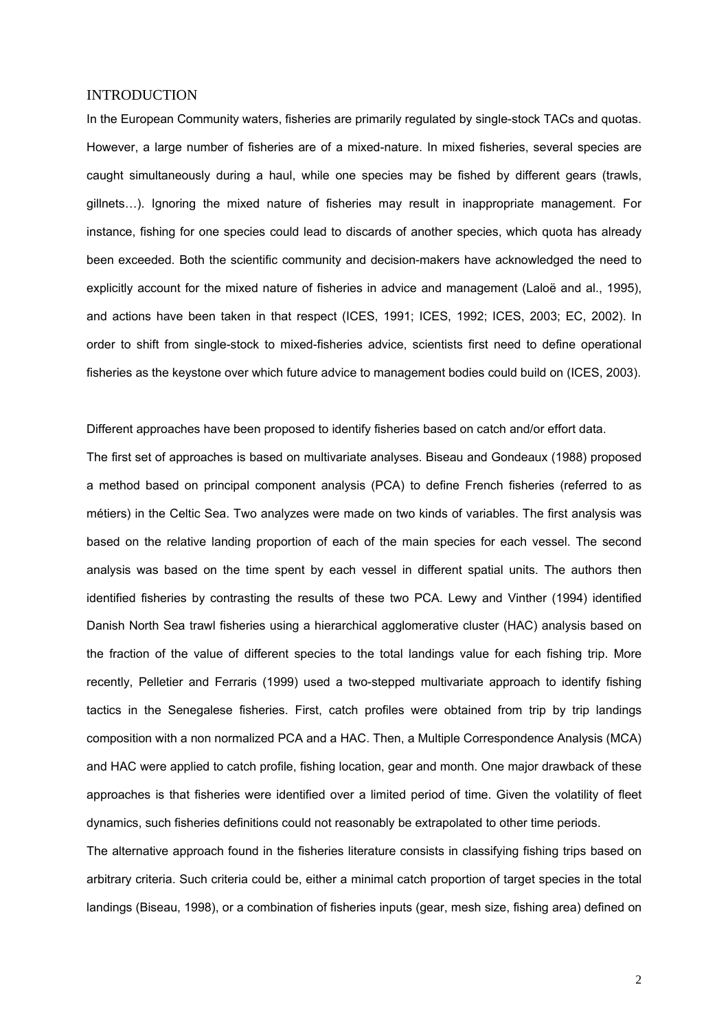# INTRODUCTION

In the European Community waters, fisheries are primarily regulated by single-stock TACs and quotas. However, a large number of fisheries are of a mixed-nature. In mixed fisheries, several species are caught simultaneously during a haul, while one species may be fished by different gears (trawls, gillnets…). Ignoring the mixed nature of fisheries may result in inappropriate management. For instance, fishing for one species could lead to discards of another species, which quota has already been exceeded. Both the scientific community and decision-makers have acknowledged the need to explicitly account for the mixed nature of fisheries in advice and management (Laloë and al., 1995), and actions have been taken in that respect (ICES, 1991; ICES, 1992; ICES, 2003; EC, 2002). In order to shift from single-stock to mixed-fisheries advice, scientists first need to define operational fisheries as the keystone over which future advice to management bodies could build on (ICES, 2003).

Different approaches have been proposed to identify fisheries based on catch and/or effort data.

The first set of approaches is based on multivariate analyses. Biseau and Gondeaux (1988) proposed a method based on principal component analysis (PCA) to define French fisheries (referred to as métiers) in the Celtic Sea. Two analyzes were made on two kinds of variables. The first analysis was based on the relative landing proportion of each of the main species for each vessel. The second analysis was based on the time spent by each vessel in different spatial units. The authors then identified fisheries by contrasting the results of these two PCA. Lewy and Vinther (1994) identified Danish North Sea trawl fisheries using a hierarchical agglomerative cluster (HAC) analysis based on the fraction of the value of different species to the total landings value for each fishing trip. More recently, Pelletier and Ferraris (1999) used a two-stepped multivariate approach to identify fishing tactics in the Senegalese fisheries. First, catch profiles were obtained from trip by trip landings composition with a non normalized PCA and a HAC. Then, a Multiple Correspondence Analysis (MCA) and HAC were applied to catch profile, fishing location, gear and month. One major drawback of these approaches is that fisheries were identified over a limited period of time. Given the volatility of fleet dynamics, such fisheries definitions could not reasonably be extrapolated to other time periods.

The alternative approach found in the fisheries literature consists in classifying fishing trips based on arbitrary criteria. Such criteria could be, either a minimal catch proportion of target species in the total landings (Biseau, 1998), or a combination of fisheries inputs (gear, mesh size, fishing area) defined on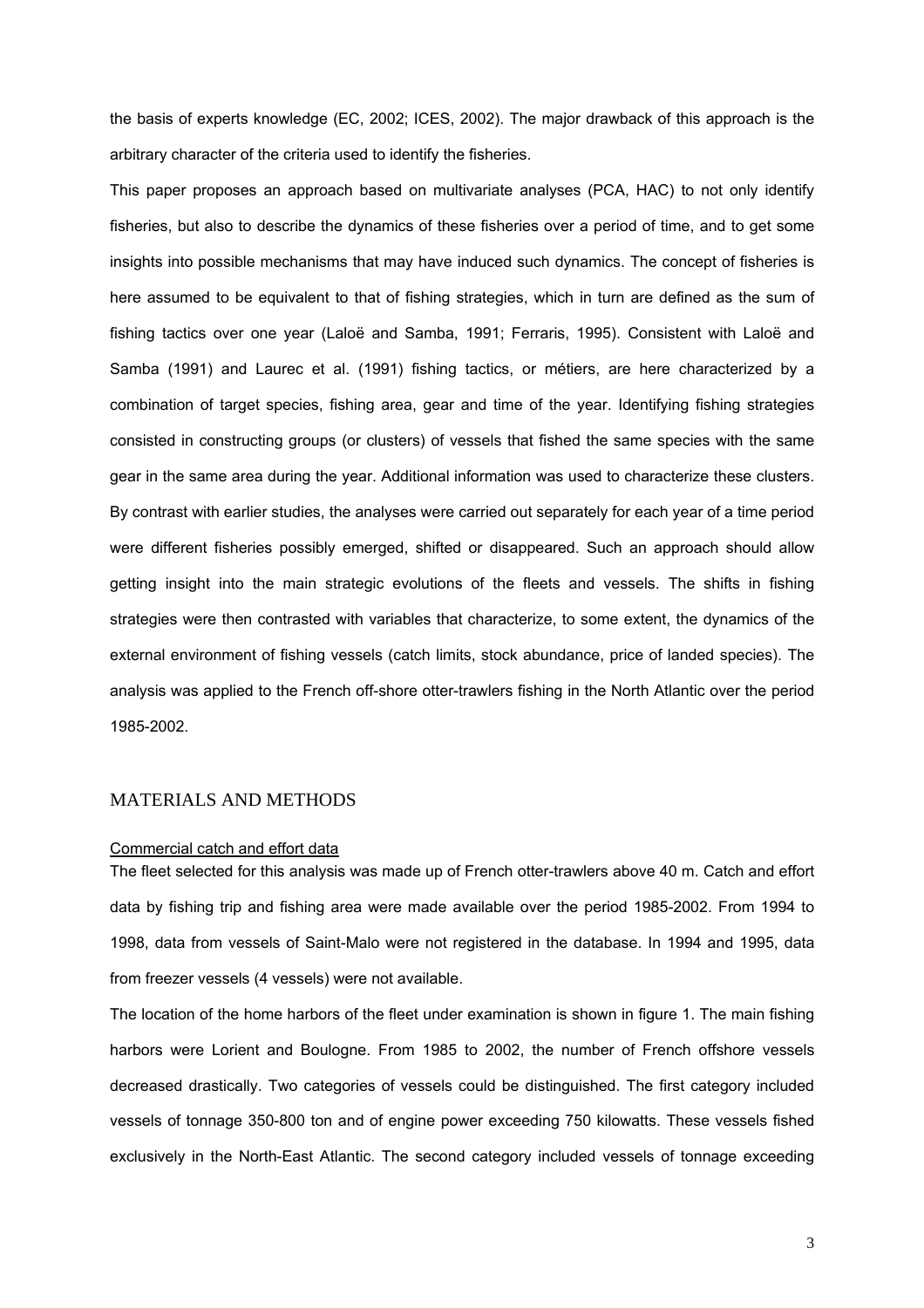the basis of experts knowledge (EC, 2002; ICES, 2002). The major drawback of this approach is the arbitrary character of the criteria used to identify the fisheries.

This paper proposes an approach based on multivariate analyses (PCA, HAC) to not only identify fisheries, but also to describe the dynamics of these fisheries over a period of time, and to get some insights into possible mechanisms that may have induced such dynamics. The concept of fisheries is here assumed to be equivalent to that of fishing strategies, which in turn are defined as the sum of fishing tactics over one year (Laloë and Samba, 1991; Ferraris, 1995). Consistent with Laloë and Samba (1991) and Laurec et al. (1991) fishing tactics, or métiers, are here characterized by a combination of target species, fishing area, gear and time of the year. Identifying fishing strategies consisted in constructing groups (or clusters) of vessels that fished the same species with the same gear in the same area during the year. Additional information was used to characterize these clusters. By contrast with earlier studies, the analyses were carried out separately for each year of a time period were different fisheries possibly emerged, shifted or disappeared. Such an approach should allow getting insight into the main strategic evolutions of the fleets and vessels. The shifts in fishing strategies were then contrasted with variables that characterize, to some extent, the dynamics of the external environment of fishing vessels (catch limits, stock abundance, price of landed species). The analysis was applied to the French off-shore otter-trawlers fishing in the North Atlantic over the period 1985-2002.

## MATERIALS AND METHODS

### Commercial catch and effort data

The fleet selected for this analysis was made up of French otter-trawlers above 40 m. Catch and effort data by fishing trip and fishing area were made available over the period 1985-2002. From 1994 to 1998, data from vessels of Saint-Malo were not registered in the database. In 1994 and 1995, data from freezer vessels (4 vessels) were not available.

The location of the home harbors of the fleet under examination is shown in figure 1. The main fishing harbors were Lorient and Boulogne. From 1985 to 2002, the number of French offshore vessels decreased drastically. Two categories of vessels could be distinguished. The first category included vessels of tonnage 350-800 ton and of engine power exceeding 750 kilowatts. These vessels fished exclusively in the North-East Atlantic. The second category included vessels of tonnage exceeding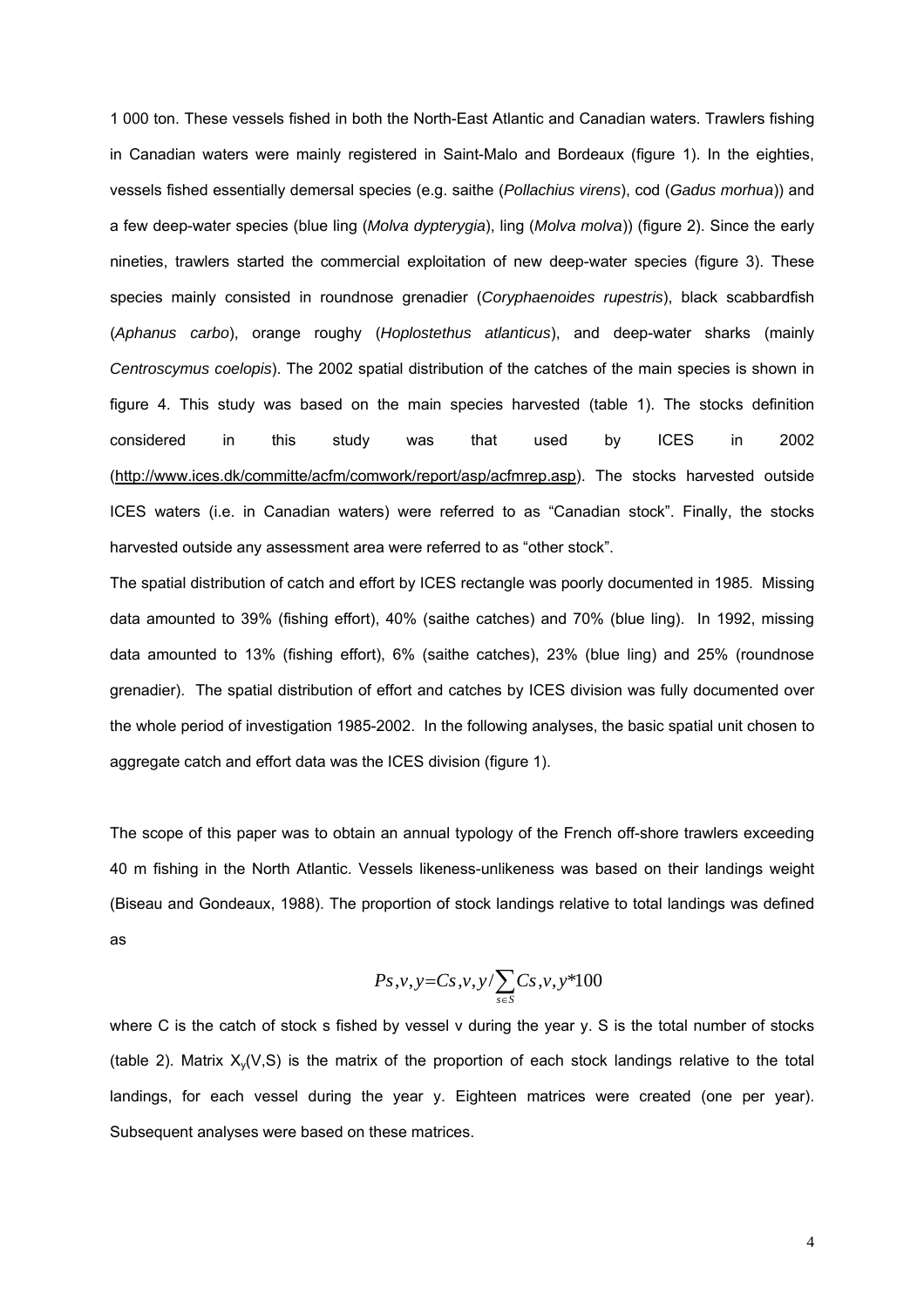1 000 ton. These vessels fished in both the North-East Atlantic and Canadian waters. Trawlers fishing in Canadian waters were mainly registered in Saint-Malo and Bordeaux (figure 1). In the eighties, vessels fished essentially demersal species (e.g. saithe (*Pollachius virens*), cod (*Gadus morhua*)) and a few deep-water species (blue ling (*Molva dypterygia*), ling (*Molva molva*)) (figure 2). Since the early nineties, trawlers started the commercial exploitation of new deep-water species (figure 3). These species mainly consisted in roundnose grenadier (*Coryphaenoides rupestris*), black scabbardfish (*Aphanus carbo*), orange roughy (*Hoplostethus atlanticus*), and deep-water sharks (mainly *Centroscymus coelopis*). The 2002 spatial distribution of the catches of the main species is shown in figure 4. This study was based on the main species harvested (table 1). The stocks definition considered in this study was that used by ICES in 2002 (http://www.ices.dk/committe/acfm/comwork/report/asp/acfmrep.asp). The stocks harvested outside ICES waters (i.e. in Canadian waters) were referred to as "Canadian stock". Finally, the stocks harvested outside any assessment area were referred to as "other stock".

The spatial distribution of catch and effort by ICES rectangle was poorly documented in 1985. Missing data amounted to 39% (fishing effort), 40% (saithe catches) and 70% (blue ling). In 1992, missing data amounted to 13% (fishing effort), 6% (saithe catches), 23% (blue ling) and 25% (roundnose grenadier). The spatial distribution of effort and catches by ICES division was fully documented over the whole period of investigation 1985-2002. In the following analyses, the basic spatial unit chosen to aggregate catch and effort data was the ICES division (figure 1).

The scope of this paper was to obtain an annual typology of the French off-shore trawlers exceeding 40 m fishing in the North Atlantic. Vessels likeness-unlikeness was based on their landings weight (Biseau and Gondeaux, 1988). The proportion of stock landings relative to total landings was defined as

$$P_{s,v,y} = C_{s,v,y} / \sum_{s \in S} C_{s,v,y} * 100$$

where C is the catch of stock s fished by vessel v during the year y. S is the total number of stocks (table 2). Matrix $X_y(V,S)$ is the matrix of the proportion of each stock landings relative to the total landings, for each vessel during the year y. Eighteen matrices were created (one per year). Subsequent analyses were based on these matrices.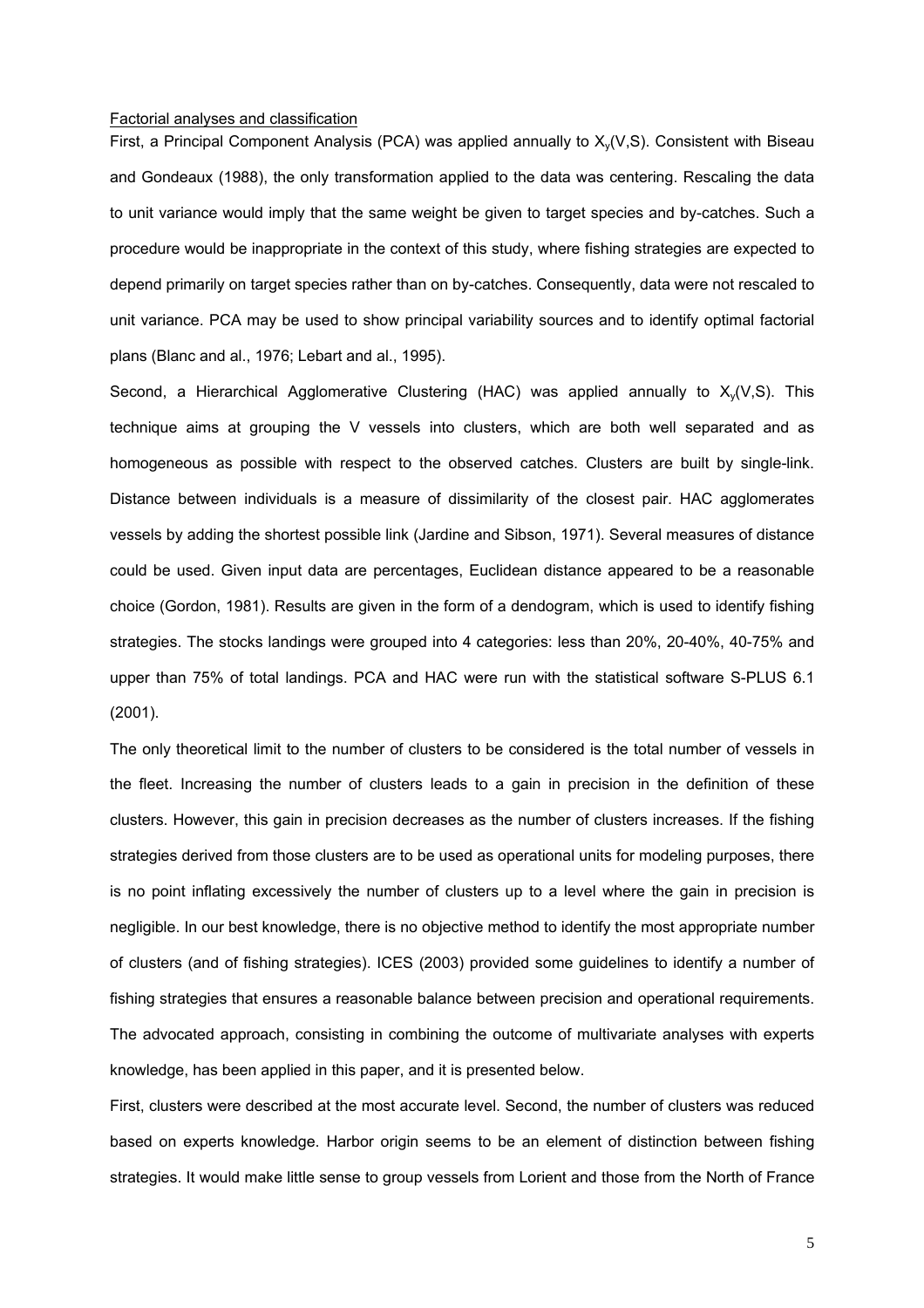Factorial analyses and classification

First, a Principal Component Analysis (PCA) was applied annually to $X_y(V,S)$. Consistent with Biseau and Gondeaux (1988), the only transformation applied to the data was centering. Rescaling the data to unit variance would imply that the same weight be given to target species and by-catches. Such a procedure would be inappropriate in the context of this study, where fishing strategies are expected to depend primarily on target species rather than on by-catches. Consequently, data were not rescaled to unit variance. PCA may be used to show principal variability sources and to identify optimal factorial plans (Blanc and al., 1976; Lebart and al., 1995).

Second, a Hierarchical Agglomerative Clustering (HAC) was applied annually to $X_y(V,S)$. This technique aims at grouping the V vessels into clusters, which are both well separated and as homogeneous as possible with respect to the observed catches. Clusters are built by single-link. Distance between individuals is a measure of dissimilarity of the closest pair. HAC agglomerates vessels by adding the shortest possible link (Jardine and Sibson, 1971). Several measures of distance could be used. Given input data are percentages, Euclidean distance appeared to be a reasonable choice (Gordon, 1981). Results are given in the form of a dendogram, which is used to identify fishing strategies. The stocks landings were grouped into 4 categories: less than 20%, 20-40%, 40-75% and upper than 75% of total landings. PCA and HAC were run with the statistical software S-PLUS 6.1 (2001).

The only theoretical limit to the number of clusters to be considered is the total number of vessels in the fleet. Increasing the number of clusters leads to a gain in precision in the definition of these clusters. However, this gain in precision decreases as the number of clusters increases. If the fishing strategies derived from those clusters are to be used as operational units for modeling purposes, there is no point inflating excessively the number of clusters up to a level where the gain in precision is negligible. In our best knowledge, there is no objective method to identify the most appropriate number of clusters (and of fishing strategies). ICES (2003) provided some guidelines to identify a number of fishing strategies that ensures a reasonable balance between precision and operational requirements. The advocated approach, consisting in combining the outcome of multivariate analyses with experts knowledge, has been applied in this paper, and it is presented below.

First, clusters were described at the most accurate level. Second, the number of clusters was reduced based on experts knowledge. Harbor origin seems to be an element of distinction between fishing strategies. It would make little sense to group vessels from Lorient and those from the North of France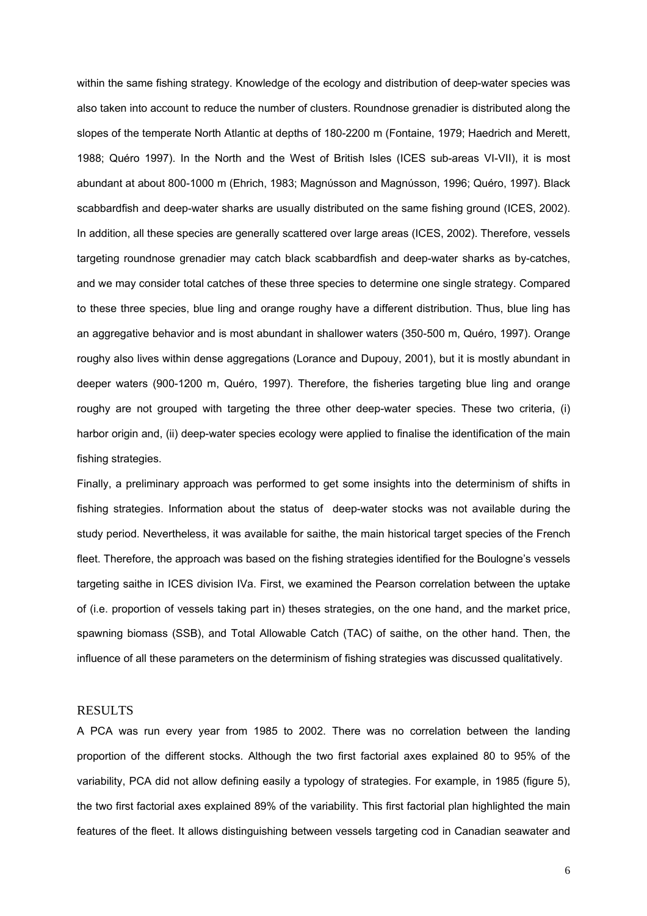within the same fishing strategy. Knowledge of the ecology and distribution of deep-water species was also taken into account to reduce the number of clusters. Roundnose grenadier is distributed along the slopes of the temperate North Atlantic at depths of 180-2200 m (Fontaine, 1979; Haedrich and Merett, 1988; Quéro 1997). In the North and the West of British Isles (ICES sub-areas VI-VII), it is most abundant at about 800-1000 m (Ehrich, 1983; Magnússon and Magnússon, 1996; Quéro, 1997). Black scabbardfish and deep-water sharks are usually distributed on the same fishing ground (ICES, 2002). In addition, all these species are generally scattered over large areas (ICES, 2002). Therefore, vessels targeting roundnose grenadier may catch black scabbardfish and deep-water sharks as by-catches, and we may consider total catches of these three species to determine one single strategy. Compared to these three species, blue ling and orange roughy have a different distribution. Thus, blue ling has an aggregative behavior and is most abundant in shallower waters (350-500 m, Quéro, 1997). Orange roughy also lives within dense aggregations (Lorance and Dupouy, 2001), but it is mostly abundant in deeper waters (900-1200 m, Quéro, 1997). Therefore, the fisheries targeting blue ling and orange roughy are not grouped with targeting the three other deep-water species. These two criteria, (i) harbor origin and, (ii) deep-water species ecology were applied to finalise the identification of the main fishing strategies.

Finally, a preliminary approach was performed to get some insights into the determinism of shifts in fishing strategies. Information about the status of deep-water stocks was not available during the study period. Nevertheless, it was available for saithe, the main historical target species of the French fleet. Therefore, the approach was based on the fishing strategies identified for the Boulogne's vessels targeting saithe in ICES division IVa. First, we examined the Pearson correlation between the uptake of (i.e. proportion of vessels taking part in) theses strategies, on the one hand, and the market price, spawning biomass (SSB), and Total Allowable Catch (TAC) of saithe, on the other hand. Then, the influence of all these parameters on the determinism of fishing strategies was discussed qualitatively.

## RESULTS

A PCA was run every year from 1985 to 2002. There was no correlation between the landing proportion of the different stocks. Although the two first factorial axes explained 80 to 95% of the variability, PCA did not allow defining easily a typology of strategies. For example, in 1985 (figure 5), the two first factorial axes explained 89% of the variability. This first factorial plan highlighted the main features of the fleet. It allows distinguishing between vessels targeting cod in Canadian seawater and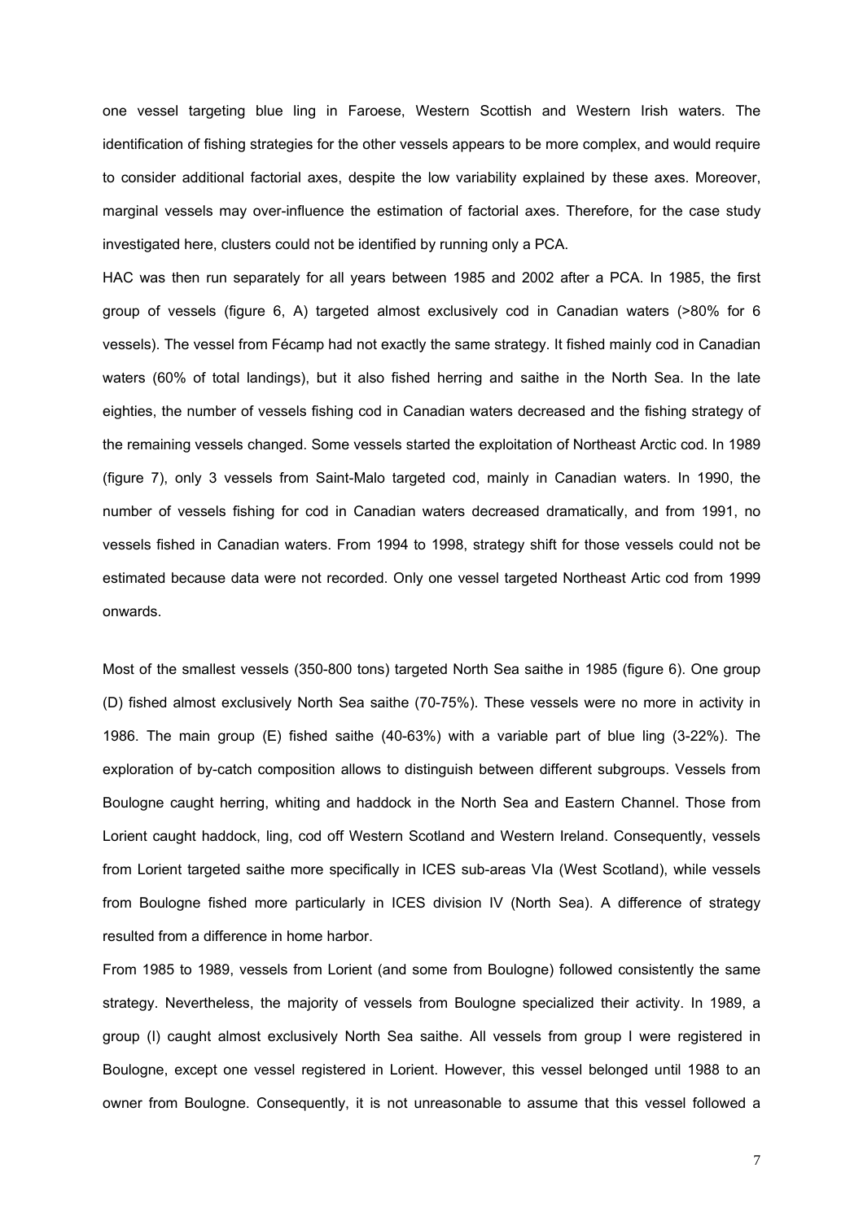one vessel targeting blue ling in Faroese, Western Scottish and Western Irish waters. The identification of fishing strategies for the other vessels appears to be more complex, and would require to consider additional factorial axes, despite the low variability explained by these axes. Moreover, marginal vessels may over-influence the estimation of factorial axes. Therefore, for the case study investigated here, clusters could not be identified by running only a PCA.

HAC was then run separately for all years between 1985 and 2002 after a PCA. In 1985, the first group of vessels (figure 6, A) targeted almost exclusively cod in Canadian waters (>80% for 6 vessels). The vessel from Fécamp had not exactly the same strategy. It fished mainly cod in Canadian waters (60% of total landings), but it also fished herring and saithe in the North Sea. In the late eighties, the number of vessels fishing cod in Canadian waters decreased and the fishing strategy of the remaining vessels changed. Some vessels started the exploitation of Northeast Arctic cod. In 1989 (figure 7), only 3 vessels from Saint-Malo targeted cod, mainly in Canadian waters. In 1990, the number of vessels fishing for cod in Canadian waters decreased dramatically, and from 1991, no vessels fished in Canadian waters. From 1994 to 1998, strategy shift for those vessels could not be estimated because data were not recorded. Only one vessel targeted Northeast Artic cod from 1999 onwards.

Most of the smallest vessels (350-800 tons) targeted North Sea saithe in 1985 (figure 6). One group (D) fished almost exclusively North Sea saithe (70-75%). These vessels were no more in activity in 1986. The main group (E) fished saithe (40-63%) with a variable part of blue ling (3-22%). The exploration of by-catch composition allows to distinguish between different subgroups. Vessels from Boulogne caught herring, whiting and haddock in the North Sea and Eastern Channel. Those from Lorient caught haddock, ling, cod off Western Scotland and Western Ireland. Consequently, vessels from Lorient targeted saithe more specifically in ICES sub-areas VIa (West Scotland), while vessels from Boulogne fished more particularly in ICES division IV (North Sea). A difference of strategy resulted from a difference in home harbor.

From 1985 to 1989, vessels from Lorient (and some from Boulogne) followed consistently the same strategy. Nevertheless, the majority of vessels from Boulogne specialized their activity. In 1989, a group (I) caught almost exclusively North Sea saithe. All vessels from group I were registered in Boulogne, except one vessel registered in Lorient. However, this vessel belonged until 1988 to an owner from Boulogne. Consequently, it is not unreasonable to assume that this vessel followed a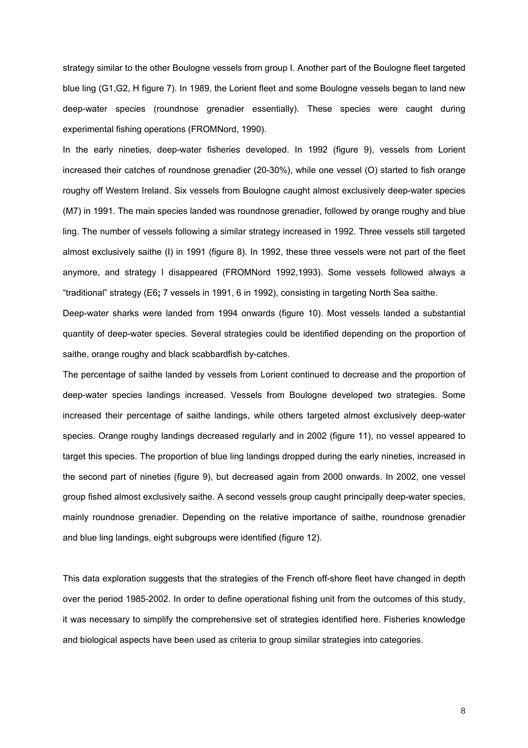strategy similar to the other Boulogne vessels from group I. Another part of the Boulogne fleet targeted blue ling (G1,G2, H figure 7). In 1989, the Lorient fleet and some Boulogne vessels began to land new deep-water species (roundnose grenadier essentially). These species were caught during experimental fishing operations (FROMNord, 1990).

In the early nineties, deep-water fisheries developed. In 1992 (figure 9), vessels from Lorient increased their catches of roundnose grenadier (20-30%), while one vessel (O) started to fish orange roughy off Western Ireland. Six vessels from Boulogne caught almost exclusively deep-water species (M7) in 1991. The main species landed was roundnose grenadier, followed by orange roughy and blue ling. The number of vessels following a similar strategy increased in 1992. Three vessels still targeted almost exclusively saithe (I) in 1991 (figure 8). In 1992, these three vessels were not part of the fleet anymore, and strategy I disappeared (FROMNord 1992,1993). Some vessels followed always a "traditional" strategy (E6**;** 7 vessels in 1991, 6 in 1992), consisting in targeting North Sea saithe.

Deep-water sharks were landed from 1994 onwards (figure 10). Most vessels landed a substantial quantity of deep-water species. Several strategies could be identified depending on the proportion of saithe, orange roughy and black scabbardfish by-catches.

The percentage of saithe landed by vessels from Lorient continued to decrease and the proportion of deep-water species landings increased. Vessels from Boulogne developed two strategies. Some increased their percentage of saithe landings, while others targeted almost exclusively deep-water species. Orange roughy landings decreased regularly and in 2002 (figure 11), no vessel appeared to target this species. The proportion of blue ling landings dropped during the early nineties, increased in the second part of nineties (figure 9), but decreased again from 2000 onwards. In 2002, one vessel group fished almost exclusively saithe. A second vessels group caught principally deep-water species, mainly roundnose grenadier. Depending on the relative importance of saithe, roundnose grenadier and blue ling landings, eight subgroups were identified (figure 12).

This data exploration suggests that the strategies of the French off-shore fleet have changed in depth over the period 1985-2002. In order to define operational fishing unit from the outcomes of this study, it was necessary to simplify the comprehensive set of strategies identified here. Fisheries knowledge and biological aspects have been used as criteria to group similar strategies into categories.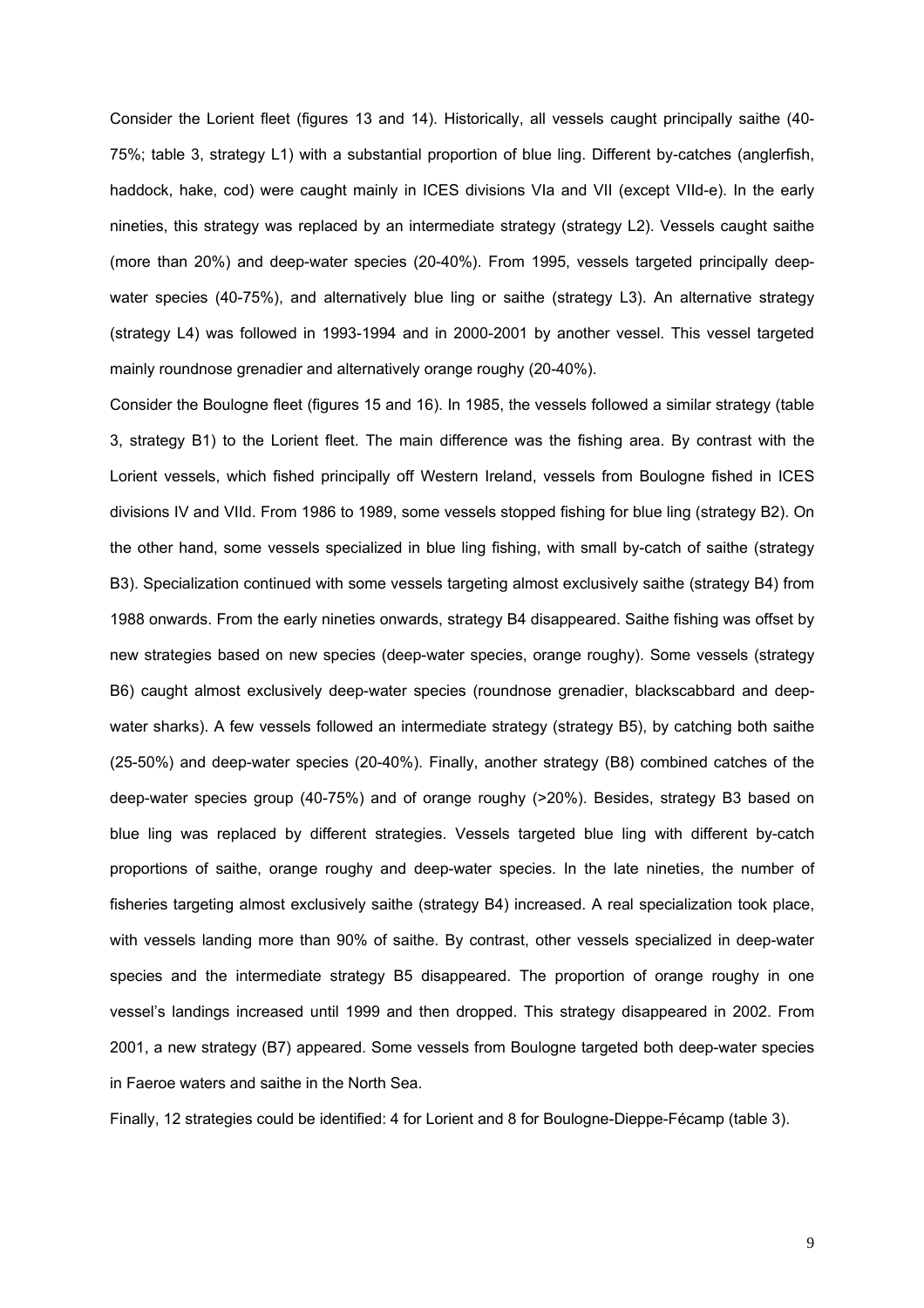Consider the Lorient fleet (figures 13 and 14). Historically, all vessels caught principally saithe (40-75%; table 3, strategy L1) with a substantial proportion of blue ling. Different by-catches (anglerfish, haddock, hake, cod) were caught mainly in ICES divisions VIa and VII (except VIId-e). In the early nineties, this strategy was replaced by an intermediate strategy (strategy L2). Vessels caught saithe (more than 20%) and deep-water species (20-40%). From 1995, vessels targeted principally deep-water species (40-75%), and alternatively blue ling or saithe (strategy L3). An alternative strategy (strategy L4) was followed in 1993-1994 and in 2000-2001 by another vessel. This vessel targeted mainly roundnose grenadier and alternatively orange roughy (20-40%).

Consider the Boulogne fleet (figures 15 and 16). In 1985, the vessels followed a similar strategy (table 3, strategy B1) to the Lorient fleet. The main difference was the fishing area. By contrast with the Lorient vessels, which fished principally off Western Ireland, vessels from Boulogne fished in ICES divisions IV and VIId. From 1986 to 1989, some vessels stopped fishing for blue ling (strategy B2). On the other hand, some vessels specialized in blue ling fishing, with small by-catch of saithe (strategy B3). Specialization continued with some vessels targeting almost exclusively saithe (strategy B4) from 1988 onwards. From the early nineties onwards, strategy B4 disappeared. Saithe fishing was offset by new strategies based on new species (deep-water species, orange roughy). Some vessels (strategy B6) caught almost exclusively deep-water species (roundnose grenadier, blackscabbard and deep-water sharks). A few vessels followed an intermediate strategy (strategy B5), by catching both saithe (25-50%) and deep-water species (20-40%). Finally, another strategy (B8) combined catches of the deep-water species group (40-75%) and of orange roughy (>20%). Besides, strategy B3 based on blue ling was replaced by different strategies. Vessels targeted blue ling with different by-catch proportions of saithe, orange roughy and deep-water species. In the late nineties, the number of fisheries targeting almost exclusively saithe (strategy B4) increased. A real specialization took place, with vessels landing more than 90% of saithe. By contrast, other vessels specialized in deep-water species and the intermediate strategy B5 disappeared. The proportion of orange roughy in one vessel's landings increased until 1999 and then dropped. This strategy disappeared in 2002. From 2001, a new strategy (B7) appeared. Some vessels from Boulogne targeted both deep-water species in Faeroe waters and saithe in the North Sea.

Finally, 12 strategies could be identified: 4 for Lorient and 8 for Boulogne-Dieppe-Fécamp (table 3).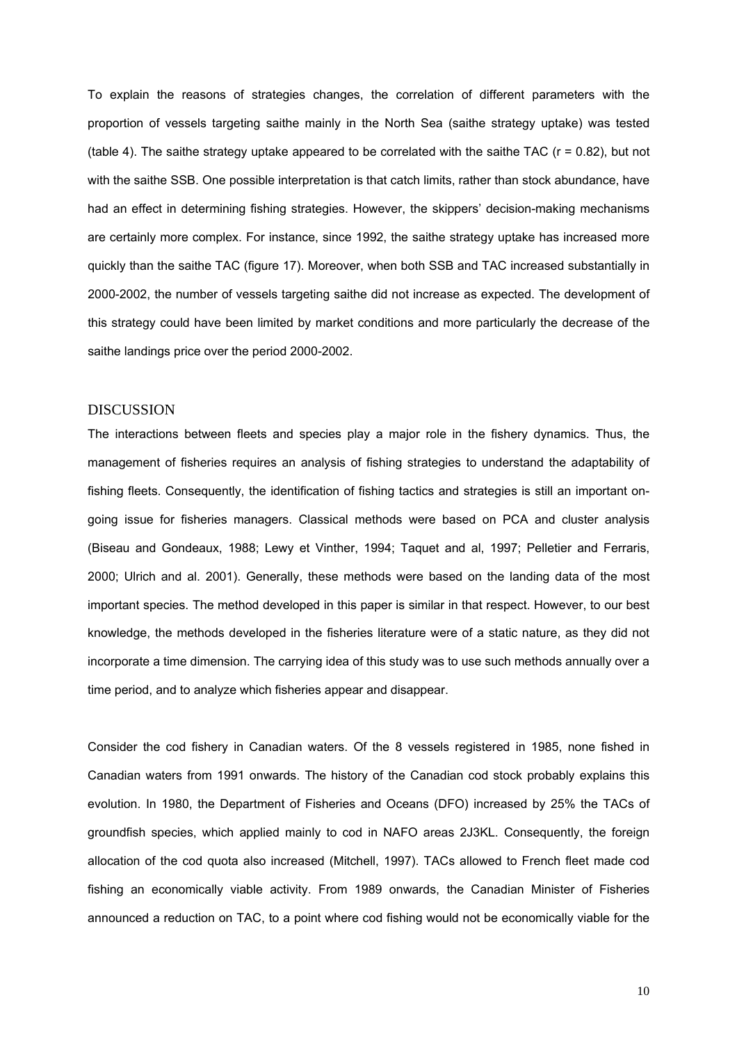To explain the reasons of strategies changes, the correlation of different parameters with the proportion of vessels targeting saithe mainly in the North Sea (saithe strategy uptake) was tested (table 4). The saithe strategy uptake appeared to be correlated with the saithe TAC ($r = 0.82$), but not with the saithe SSB. One possible interpretation is that catch limits, rather than stock abundance, have had an effect in determining fishing strategies. However, the skippers' decision-making mechanisms are certainly more complex. For instance, since 1992, the saithe strategy uptake has increased more quickly than the saithe TAC (figure 17). Moreover, when both SSB and TAC increased substantially in 2000-2002, the number of vessels targeting saithe did not increase as expected. The development of this strategy could have been limited by market conditions and more particularly the decrease of the saithe landings price over the period 2000-2002.

## DISCUSSION

The interactions between fleets and species play a major role in the fishery dynamics. Thus, the management of fisheries requires an analysis of fishing strategies to understand the adaptability of fishing fleets. Consequently, the identification of fishing tactics and strategies is still an important on-going issue for fisheries managers. Classical methods were based on PCA and cluster analysis (Biseau and Gondeaux, 1988; Lewy et Vinther, 1994; Taquet and al, 1997; Pelletier and Ferraris, 2000; Ulrich and al. 2001). Generally, these methods were based on the landing data of the most important species. The method developed in this paper is similar in that respect. However, to our best knowledge, the methods developed in the fisheries literature were of a static nature, as they did not incorporate a time dimension. The carrying idea of this study was to use such methods annually over a time period, and to analyze which fisheries appear and disappear.

Consider the cod fishery in Canadian waters. Of the 8 vessels registered in 1985, none fished in Canadian waters from 1991 onwards. The history of the Canadian cod stock probably explains this evolution. In 1980, the Department of Fisheries and Oceans (DFO) increased by 25% the TACs of groundfish species, which applied mainly to cod in NAFO areas 2J3KL. Consequently, the foreign allocation of the cod quota also increased (Mitchell, 1997). TACs allowed to French fleet made cod fishing an economically viable activity. From 1989 onwards, the Canadian Minister of Fisheries announced a reduction on TAC, to a point where cod fishing would not be economically viable for the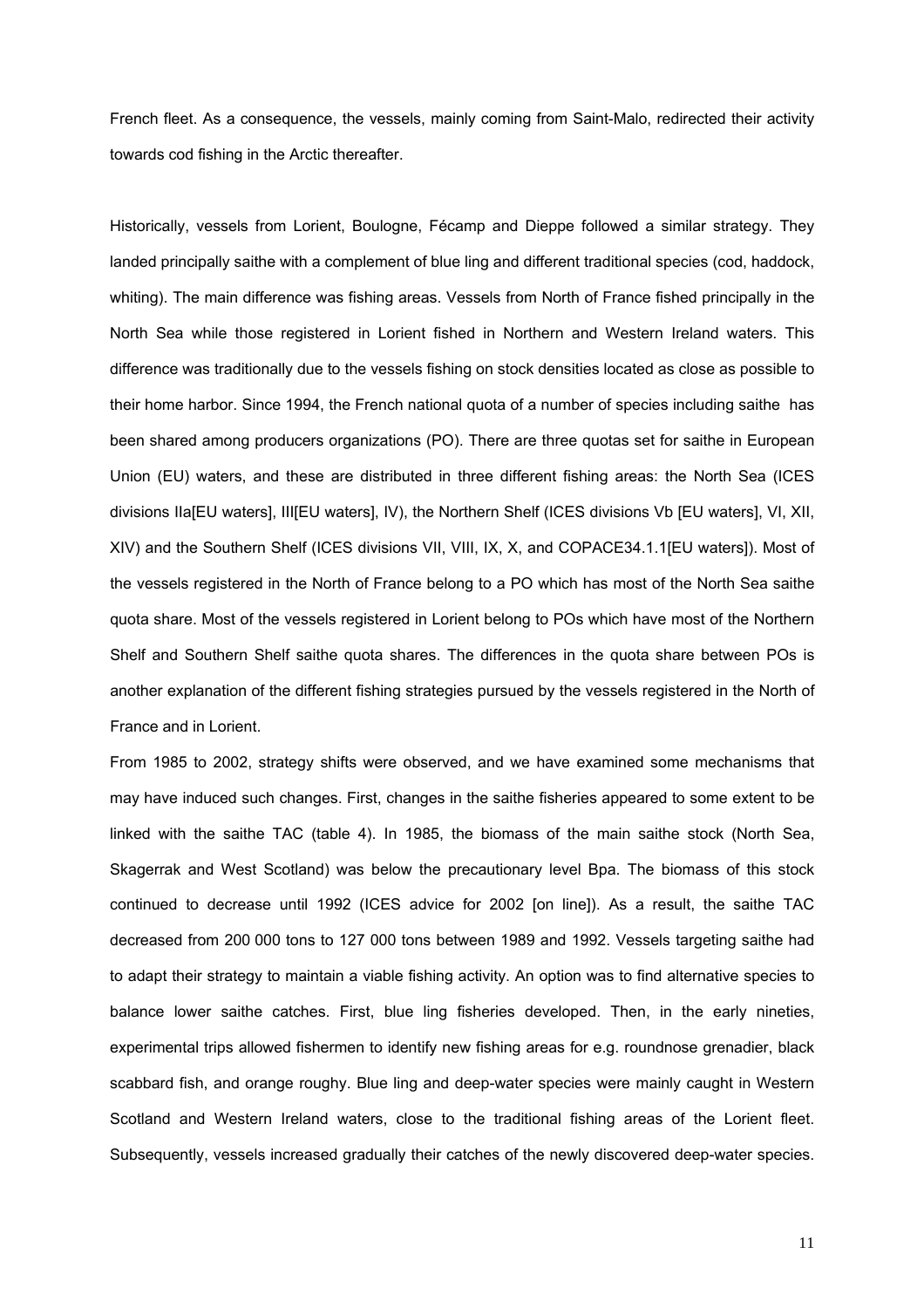French fleet. As a consequence, the vessels, mainly coming from Saint-Malo, redirected their activity towards cod fishing in the Arctic thereafter.

Historically, vessels from Lorient, Boulogne, Fécamp and Dieppe followed a similar strategy. They landed principally saithe with a complement of blue ling and different traditional species (cod, haddock, whiting). The main difference was fishing areas. Vessels from North of France fished principally in the North Sea while those registered in Lorient fished in Northern and Western Ireland waters. This difference was traditionally due to the vessels fishing on stock densities located as close as possible to their home harbor. Since 1994, the French national quota of a number of species including saithe has been shared among producers organizations (PO). There are three quotas set for saithe in European Union (EU) waters, and these are distributed in three different fishing areas: the North Sea (ICES divisions IIa[EU waters], III[EU waters], IV), the Northern Shelf (ICES divisions Vb [EU waters], VI, XII, XIV) and the Southern Shelf (ICES divisions VII, VIII, IX, X, and COPACE34.1.1[EU waters]). Most of the vessels registered in the North of France belong to a PO which has most of the North Sea saithe quota share. Most of the vessels registered in Lorient belong to POs which have most of the Northern Shelf and Southern Shelf saithe quota shares. The differences in the quota share between POs is another explanation of the different fishing strategies pursued by the vessels registered in the North of France and in Lorient.

From 1985 to 2002, strategy shifts were observed, and we have examined some mechanisms that may have induced such changes. First, changes in the saithe fisheries appeared to some extent to be linked with the saithe TAC (table 4). In 1985, the biomass of the main saithe stock (North Sea, Skagerrak and West Scotland) was below the precautionary level Bpa. The biomass of this stock continued to decrease until 1992 (ICES advice for 2002 [on line]). As a result, the saithe TAC decreased from 200 000 tons to 127 000 tons between 1989 and 1992. Vessels targeting saithe had to adapt their strategy to maintain a viable fishing activity. An option was to find alternative species to balance lower saithe catches. First, blue ling fisheries developed. Then, in the early nineties, experimental trips allowed fishermen to identify new fishing areas for e.g. roundnose grenadier, black scabbard fish, and orange roughy. Blue ling and deep-water species were mainly caught in Western Scotland and Western Ireland waters, close to the traditional fishing areas of the Lorient fleet. Subsequently, vessels increased gradually their catches of the newly discovered deep-water species.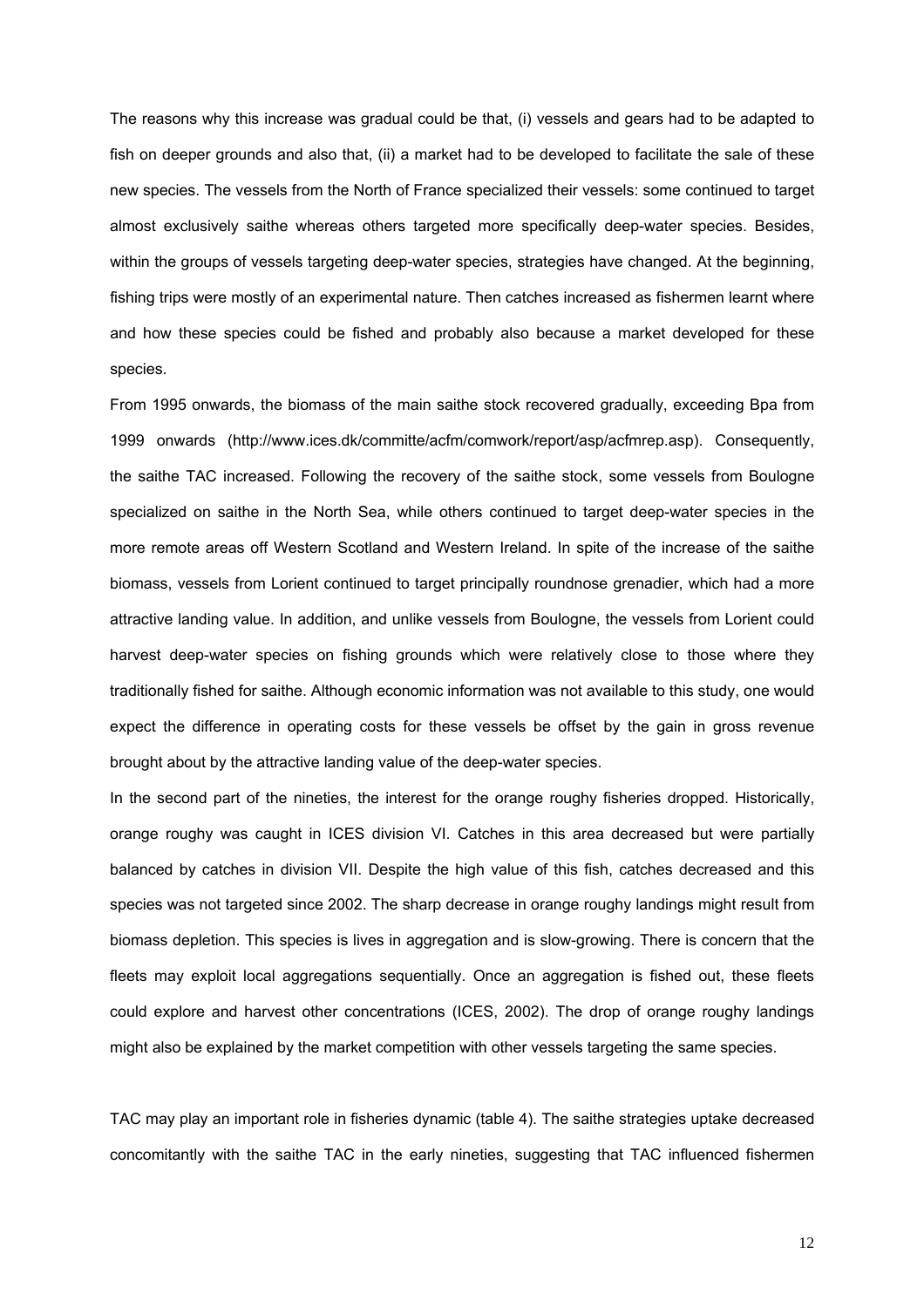The reasons why this increase was gradual could be that, (i) vessels and gears had to be adapted to fish on deeper grounds and also that, (ii) a market had to be developed to facilitate the sale of these new species. The vessels from the North of France specialized their vessels: some continued to target almost exclusively saithe whereas others targeted more specifically deep-water species. Besides, within the groups of vessels targeting deep-water species, strategies have changed. At the beginning, fishing trips were mostly of an experimental nature. Then catches increased as fishermen learnt where and how these species could be fished and probably also because a market developed for these species.

From 1995 onwards, the biomass of the main saithe stock recovered gradually, exceeding Bpa from 1999 onwards (http://www.ices.dk/committe/acfm/comwork/report/asp/acfmrep.asp). Consequently, the saithe TAC increased. Following the recovery of the saithe stock, some vessels from Boulogne specialized on saithe in the North Sea, while others continued to target deep-water species in the more remote areas off Western Scotland and Western Ireland. In spite of the increase of the saithe biomass, vessels from Lorient continued to target principally roundnose grenadier, which had a more attractive landing value. In addition, and unlike vessels from Boulogne, the vessels from Lorient could harvest deep-water species on fishing grounds which were relatively close to those where they traditionally fished for saithe. Although economic information was not available to this study, one would expect the difference in operating costs for these vessels be offset by the gain in gross revenue brought about by the attractive landing value of the deep-water species.

In the second part of the nineties, the interest for the orange roughy fisheries dropped. Historically, orange roughy was caught in ICES division VI. Catches in this area decreased but were partially balanced by catches in division VII. Despite the high value of this fish, catches decreased and this species was not targeted since 2002. The sharp decrease in orange roughy landings might result from biomass depletion. This species is lives in aggregation and is slow-growing. There is concern that the fleets may exploit local aggregations sequentially. Once an aggregation is fished out, these fleets could explore and harvest other concentrations (ICES, 2002). The drop of orange roughy landings might also be explained by the market competition with other vessels targeting the same species.

TAC may play an important role in fisheries dynamic (table 4). The saithe strategies uptake decreased concomitantly with the saithe TAC in the early nineties, suggesting that TAC influenced fishermen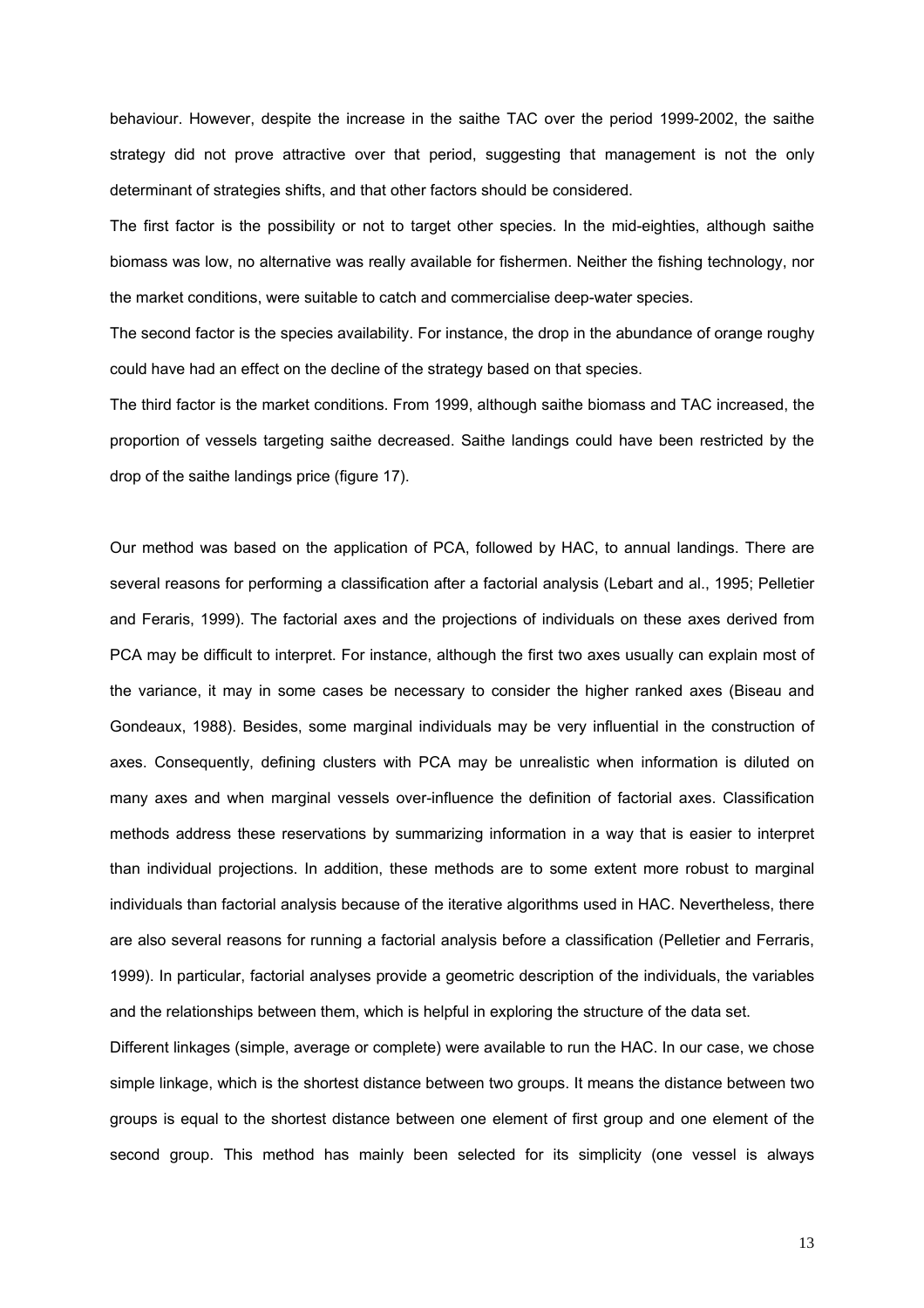behaviour. However, despite the increase in the saithe TAC over the period 1999-2002, the saithe strategy did not prove attractive over that period, suggesting that management is not the only determinant of strategies shifts, and that other factors should be considered.

The first factor is the possibility or not to target other species. In the mid-eighties, although saithe biomass was low, no alternative was really available for fishermen. Neither the fishing technology, nor the market conditions, were suitable to catch and commercialise deep-water species.

The second factor is the species availability. For instance, the drop in the abundance of orange roughy could have had an effect on the decline of the strategy based on that species.

The third factor is the market conditions. From 1999, although saithe biomass and TAC increased, the proportion of vessels targeting saithe decreased. Saithe landings could have been restricted by the drop of the saithe landings price (figure 17).

Our method was based on the application of PCA, followed by HAC, to annual landings. There are several reasons for performing a classification after a factorial analysis (Lebart and al., 1995; Pelletier and Feraris, 1999). The factorial axes and the projections of individuals on these axes derived from PCA may be difficult to interpret. For instance, although the first two axes usually can explain most of the variance, it may in some cases be necessary to consider the higher ranked axes (Biseau and Gondeaux, 1988). Besides, some marginal individuals may be very influential in the construction of axes. Consequently, defining clusters with PCA may be unrealistic when information is diluted on many axes and when marginal vessels over-influence the definition of factorial axes. Classification methods address these reservations by summarizing information in a way that is easier to interpret than individual projections. In addition, these methods are to some extent more robust to marginal individuals than factorial analysis because of the iterative algorithms used in HAC. Nevertheless, there are also several reasons for running a factorial analysis before a classification (Pelletier and Ferraris, 1999). In particular, factorial analyses provide a geometric description of the individuals, the variables and the relationships between them, which is helpful in exploring the structure of the data set.

Different linkages (simple, average or complete) were available to run the HAC. In our case, we chose simple linkage, which is the shortest distance between two groups. It means the distance between two groups is equal to the shortest distance between one element of first group and one element of the second group. This method has mainly been selected for its simplicity (one vessel is always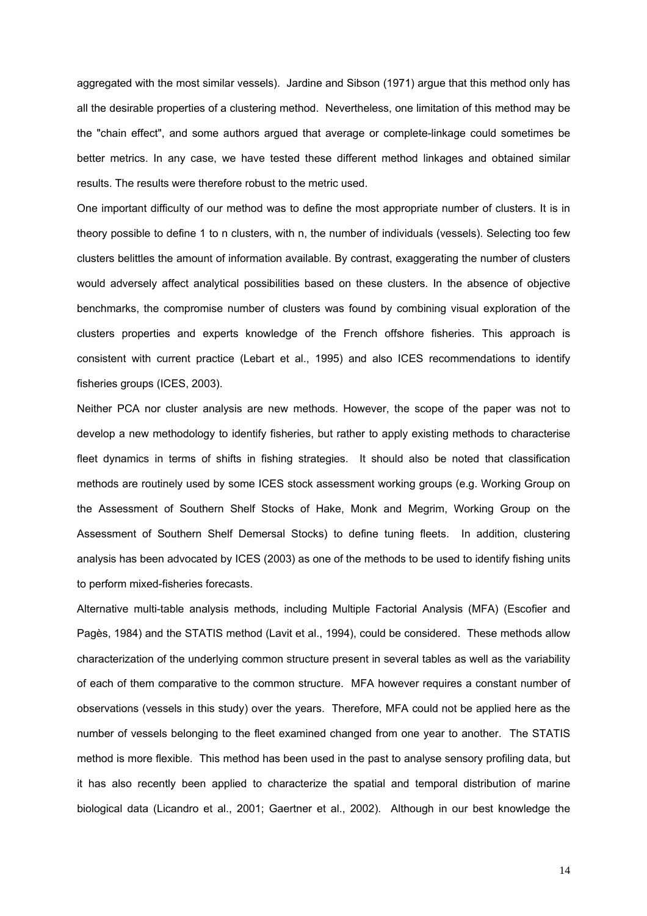aggregated with the most similar vessels). Jardine and Sibson (1971) argue that this method only has all the desirable properties of a clustering method. Nevertheless, one limitation of this method may be the "chain effect", and some authors argued that average or complete-linkage could sometimes be better metrics. In any case, we have tested these different method linkages and obtained similar results. The results were therefore robust to the metric used.

One important difficulty of our method was to define the most appropriate number of clusters. It is in theory possible to define 1 to n clusters, with n, the number of individuals (vessels). Selecting too few clusters belittles the amount of information available. By contrast, exaggerating the number of clusters would adversely affect analytical possibilities based on these clusters. In the absence of objective benchmarks, the compromise number of clusters was found by combining visual exploration of the clusters properties and experts knowledge of the French offshore fisheries. This approach is consistent with current practice (Lebart et al., 1995) and also ICES recommendations to identify fisheries groups (ICES, 2003).

Neither PCA nor cluster analysis are new methods. However, the scope of the paper was not to develop a new methodology to identify fisheries, but rather to apply existing methods to characterise fleet dynamics in terms of shifts in fishing strategies. It should also be noted that classification methods are routinely used by some ICES stock assessment working groups (e.g. Working Group on the Assessment of Southern Shelf Stocks of Hake, Monk and Megrim, Working Group on the Assessment of Southern Shelf Demersal Stocks) to define tuning fleets. In addition, clustering analysis has been advocated by ICES (2003) as one of the methods to be used to identify fishing units to perform mixed-fisheries forecasts.

Alternative multi-table analysis methods, including Multiple Factorial Analysis (MFA) (Escofier and Pagès, 1984) and the STATIS method (Lavit et al., 1994), could be considered. These methods allow characterization of the underlying common structure present in several tables as well as the variability of each of them comparative to the common structure. MFA however requires a constant number of observations (vessels in this study) over the years. Therefore, MFA could not be applied here as the number of vessels belonging to the fleet examined changed from one year to another. The STATIS method is more flexible. This method has been used in the past to analyse sensory profiling data, but it has also recently been applied to characterize the spatial and temporal distribution of marine biological data (Licandro et al., 2001; Gaertner et al., 2002). Although in our best knowledge the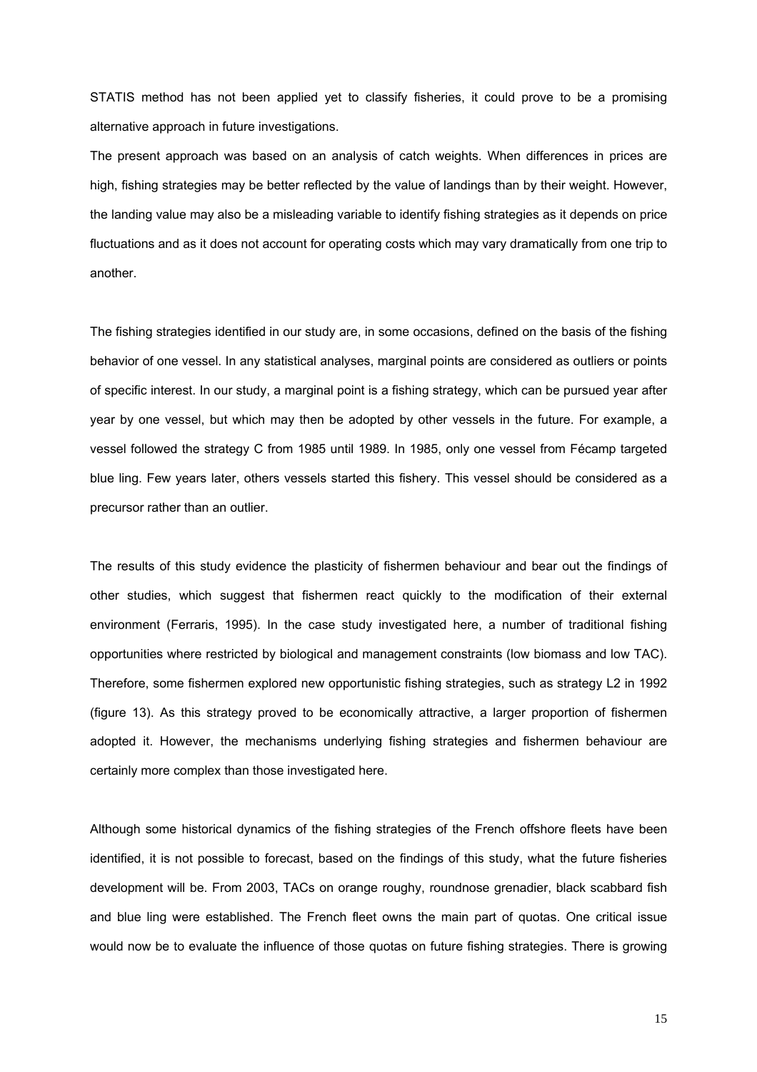STATIS method has not been applied yet to classify fisheries, it could prove to be a promising alternative approach in future investigations.

The present approach was based on an analysis of catch weights. When differences in prices are high, fishing strategies may be better reflected by the value of landings than by their weight. However, the landing value may also be a misleading variable to identify fishing strategies as it depends on price fluctuations and as it does not account for operating costs which may vary dramatically from one trip to another.

The fishing strategies identified in our study are, in some occasions, defined on the basis of the fishing behavior of one vessel. In any statistical analyses, marginal points are considered as outliers or points of specific interest. In our study, a marginal point is a fishing strategy, which can be pursued year after year by one vessel, but which may then be adopted by other vessels in the future. For example, a vessel followed the strategy C from 1985 until 1989. In 1985, only one vessel from Fécamp targeted blue ling. Few years later, others vessels started this fishery. This vessel should be considered as a precursor rather than an outlier.

The results of this study evidence the plasticity of fishermen behaviour and bear out the findings of other studies, which suggest that fishermen react quickly to the modification of their external environment (Ferraris, 1995). In the case study investigated here, a number of traditional fishing opportunities where restricted by biological and management constraints (low biomass and low TAC). Therefore, some fishermen explored new opportunistic fishing strategies, such as strategy L2 in 1992 (figure 13). As this strategy proved to be economically attractive, a larger proportion of fishermen adopted it. However, the mechanisms underlying fishing strategies and fishermen behaviour are certainly more complex than those investigated here.

Although some historical dynamics of the fishing strategies of the French offshore fleets have been identified, it is not possible to forecast, based on the findings of this study, what the future fisheries development will be. From 2003, TACs on orange roughy, roundnose grenadier, black scabbard fish and blue ling were established. The French fleet owns the main part of quotas. One critical issue would now be to evaluate the influence of those quotas on future fishing strategies. There is growing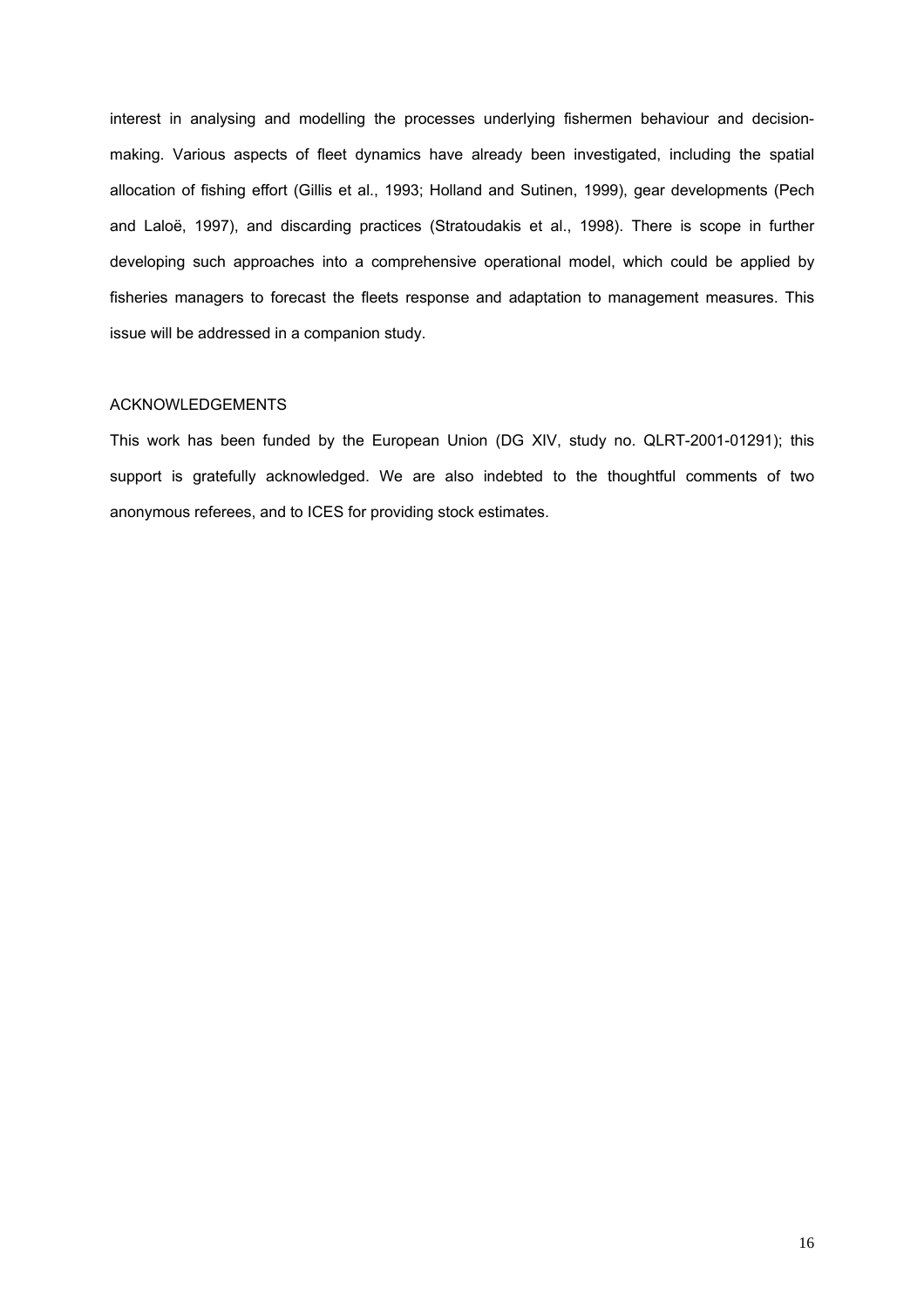interest in analysing and modelling the processes underlying fishermen behaviour and decision-making. Various aspects of fleet dynamics have already been investigated, including the spatial allocation of fishing effort (Gillis et al., 1993; Holland and Sutinen, 1999), gear developments (Pech and Laloë, 1997), and discarding practices (Stratoudakis et al., 1998). There is scope in further developing such approaches into a comprehensive operational model, which could be applied by fisheries managers to forecast the fleets response and adaptation to management measures. This issue will be addressed in a companion study.

## ACKNOWLEDGEMENTS

This work has been funded by the European Union (DG XIV, study no. QLRT-2001-01291); this support is gratefully acknowledged. We are also indebted to the thoughtful comments of two anonymous referees, and to ICES for providing stock estimates.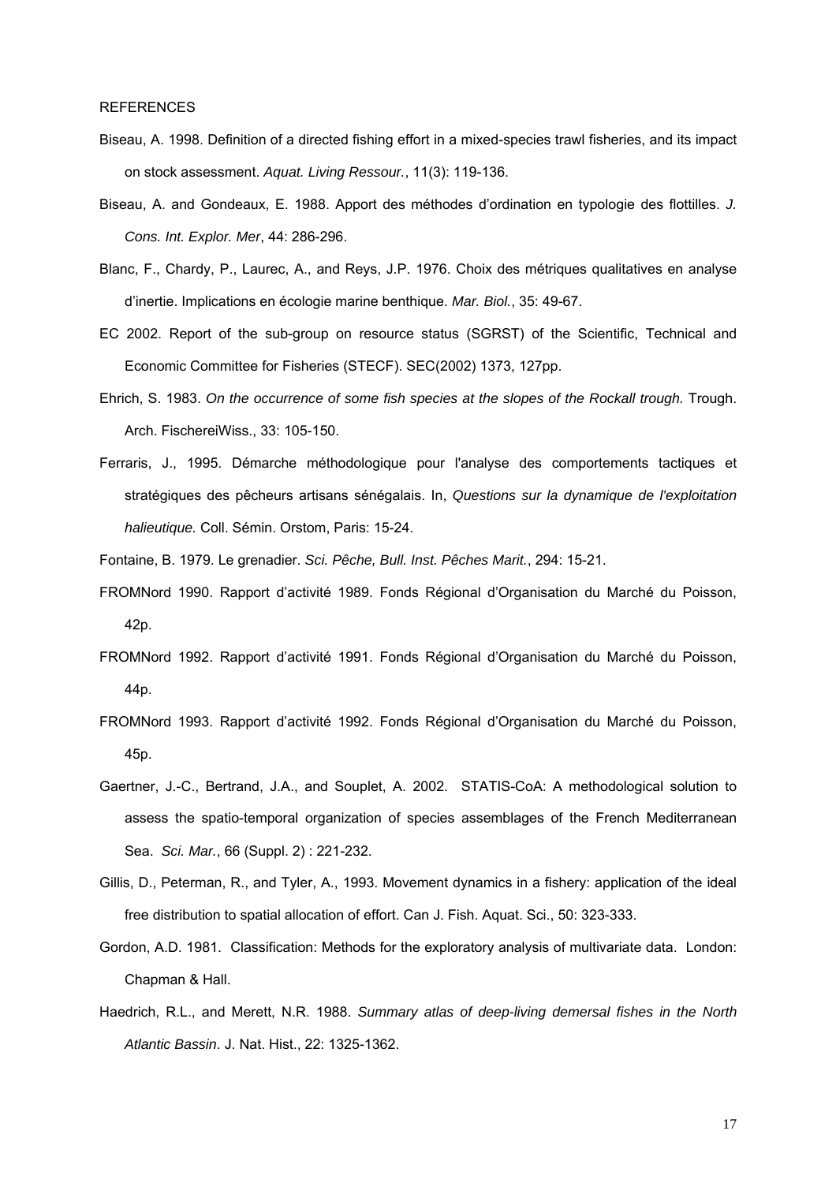REFERENCES

Biseau, A. 1998. Definition of a directed fishing effort in a mixed-species trawl fisheries, and its impact on stock assessment. *Aquat. Living Ressour.*, 11(3): 119-136.

Biseau, A. and Gondeaux, E. 1988. Apport des méthodes d'ordination en typologie des flottilles. *J. Cons. Int. Explor. Mer*, 44: 286-296.

Blanc, F., Chardy, P., Laurec, A., and Reys, J.P. 1976. Choix des métriques qualitatives en analyse d'inertie. Implications en écologie marine benthique. *Mar. Biol.*, 35: 49-67.

EC 2002. Report of the sub-group on resource status (SGRST) of the Scientific, Technical and Economic Committee for Fisheries (STECF). SEC(2002) 1373, 127pp.

Ehrich, S. 1983. *On the occurrence of some fish species at the slopes of the Rockall trough.* Trough. Arch. FischereiWiss., 33: 105-150.

Ferraris, J., 1995. Démarche méthodologique pour l'analyse des comportements tactiques et stratégiques des pêcheurs artisans sénégalais. In, *Questions sur la dynamique de l'exploitation halieutique.* Coll. Sémin. Orstom, Paris: 15-24.

Fontaine, B. 1979. Le grenadier. *Sci. Pêche, Bull. Inst. Pêches Marit.*, 294: 15-21.

FROMNord 1990. Rapport d'activité 1989. Fonds Régional d'Organisation du Marché du Poisson, 42p.

FROMNord 1992. Rapport d'activité 1991. Fonds Régional d'Organisation du Marché du Poisson, 44p.

FROMNord 1993. Rapport d'activité 1992. Fonds Régional d'Organisation du Marché du Poisson, 45p.

Gaertner, J.-C., Bertrand, J.A., and Souplet, A. 2002. STATIS-CoA: A methodological solution to assess the spatio-temporal organization of species assemblages of the French Mediterranean Sea. *Sci. Mar.*, 66 (Suppl. 2) : 221-232.

Gillis, D., Peterman, R., and Tyler, A., 1993. Movement dynamics in a fishery: application of the ideal free distribution to spatial allocation of effort. Can J. Fish. Aquat. Sci., 50: 323-333.

Gordon, A.D. 1981. Classification: Methods for the exploratory analysis of multivariate data. London: Chapman & Hall.

Haedrich, R.L., and Merett, N.R. 1988. *Summary atlas of deep-living demersal fishes in the North Atlantic Bassin*. J. Nat. Hist., 22: 1325-1362.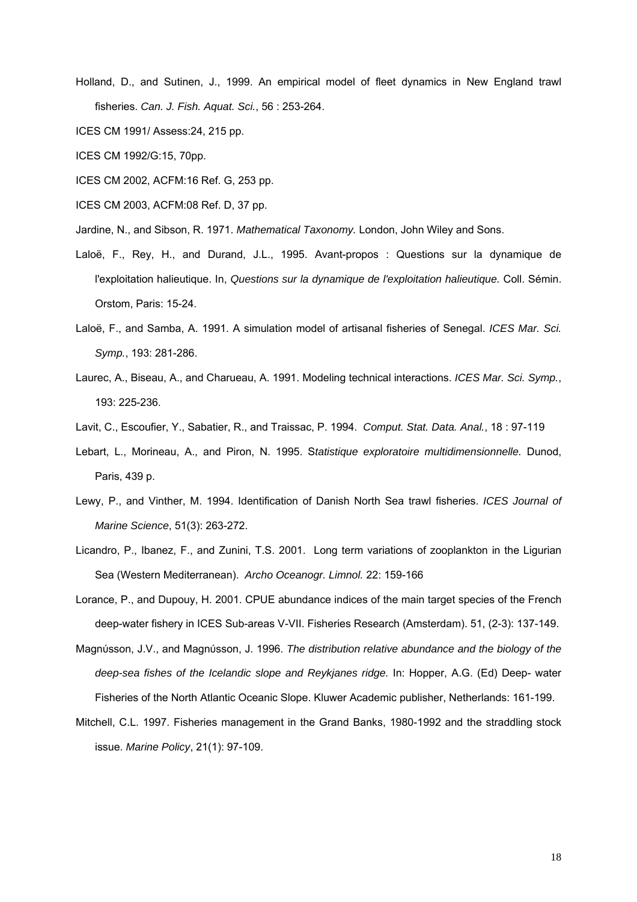Holland, D., and Sutinen, J., 1999. An empirical model of fleet dynamics in New England trawl fisheries. *Can. J. Fish. Aquat. Sci.*, 56 : 253-264.

ICES CM 1991/ Assess:24, 215 pp.

ICES CM 1992/G:15, 70pp.

ICES CM 2002, ACFM:16 Ref. G, 253 pp.

ICES CM 2003, ACFM:08 Ref. D, 37 pp.

Jardine, N., and Sibson, R. 1971. *Mathematical Taxonomy.* London, John Wiley and Sons.

Laloë, F., Rey, H., and Durand, J.L., 1995. Avant-propos : Questions sur la dynamique de l'exploitation halieutique. In, *Questions sur la dynamique de l'exploitation halieutique.* Coll. Sémin. Orstom, Paris: 15-24.

Laloë, F., and Samba, A. 1991. A simulation model of artisanal fisheries of Senegal. *ICES Mar. Sci. Symp.*, 193: 281-286.

Laurec, A., Biseau, A., and Charueau, A. 1991. Modeling technical interactions. *ICES Mar. Sci. Symp.*, 193: 225-236.

Lavit, C., Escoufier, Y., Sabatier, R., and Traissac, P. 1994. *Comput. Stat. Data. Anal.*, 18 : 97-119

Lebart, L., Morineau, A., and Piron, N. 1995. S*tatistique exploratoire multidimensionnelle.* Dunod, Paris, 439 p.

Lewy, P., and Vinther, M. 1994. Identification of Danish North Sea trawl fisheries. *ICES Journal of Marine Science*, 51(3): 263-272.

Licandro, P., Ibanez, F., and Zunini, T.S. 2001. Long term variations of zooplankton in the Ligurian Sea (Western Mediterranean). *Archo Oceanogr. Limnol.* 22: 159-166

Lorance, P., and Dupouy, H. 2001. CPUE abundance indices of the main target species of the French deep-water fishery in ICES Sub-areas V-VII. Fisheries Research (Amsterdam). 51, (2-3): 137-149.

Magnússon, J.V., and Magnússon, J. 1996. *The distribution relative abundance and the biology of the deep-sea fishes of the Icelandic slope and Reykjanes ridge.* In: Hopper, A.G. (Ed) Deep- water Fisheries of the North Atlantic Oceanic Slope. Kluwer Academic publisher, Netherlands: 161-199.

Mitchell, C.L. 1997. Fisheries management in the Grand Banks, 1980-1992 and the straddling stock issue. *Marine Policy*, 21(1): 97-109.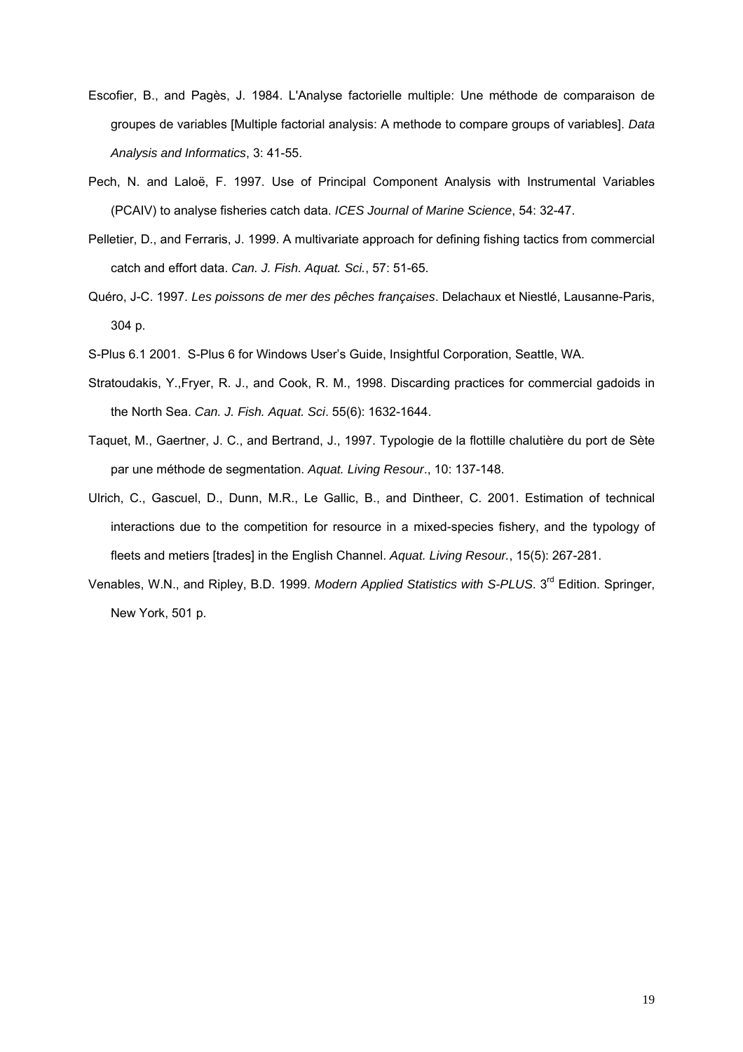Escofier, B., and Pagès, J. 1984. L'Analyse factorielle multiple: Une méthode de comparaison de groupes de variables [Multiple factorial analysis: A methode to compare groups of variables]. *Data Analysis and Informatics*, 3: 41-55.

Pech, N. and Laloë, F. 1997. Use of Principal Component Analysis with Instrumental Variables (PCAIV) to analyse fisheries catch data. *ICES Journal of Marine Science*, 54: 32-47.

Pelletier, D., and Ferraris, J. 1999. A multivariate approach for defining fishing tactics from commercial catch and effort data. *Can. J. Fish. Aquat. Sci.*, 57: 51-65.

Quéro, J-C. 1997. *Les poissons de mer des pêches françaises*. Delachaux et Niestlé, Lausanne-Paris, 304 p.

S-Plus 6.1 2001. S-Plus 6 for Windows User's Guide, Insightful Corporation, Seattle, WA.

Stratoudakis, Y.,Fryer, R. J., and Cook, R. M., 1998. Discarding practices for commercial gadoids in the North Sea. *Can. J. Fish. Aquat. Sci*. 55(6): 1632-1644.

Taquet, M., Gaertner, J. C., and Bertrand, J., 1997. Typologie de la flottille chalutière du port de Sète par une méthode de segmentation. *Aquat. Living Resour*., 10: 137-148.

Ulrich, C., Gascuel, D., Dunn, M.R., Le Gallic, B., and Dintheer, C. 2001. Estimation of technical interactions due to the competition for resource in a mixed-species fishery, and the typology of fleets and metiers [trades] in the English Channel. *Aquat. Living Resour.*, 15(5): 267-281.

Venables, W.N., and Ripley, B.D. 1999. *Modern Applied Statistics with S-PLUS*. 3rd Edition. Springer, New York, 501 p.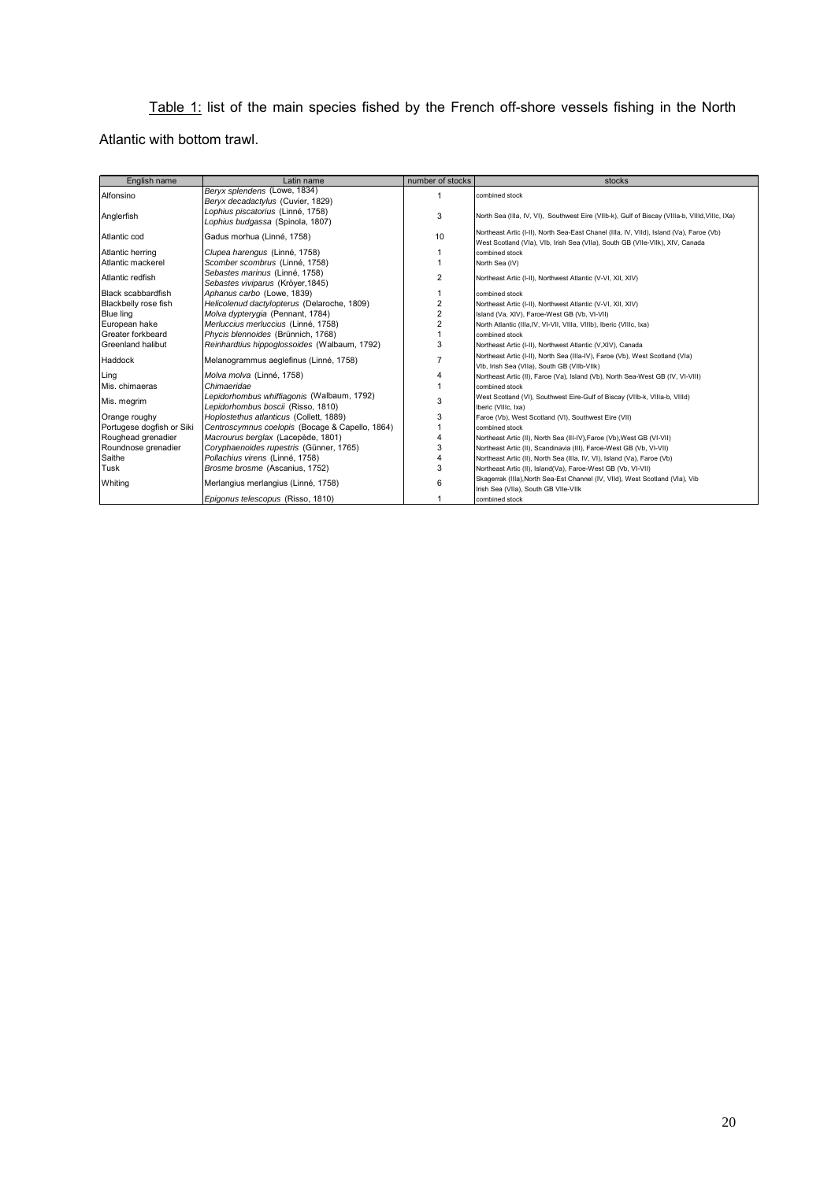<u>Table 1:</u> list of the main species fished by the French off-shore vessels fishing in the North Atlantic with bottom trawl.

| English name | Latin name | number of stocks | stocks |
|---|---|---|---|
| Alfonsino | *Beryx splendens* (Lowe, 1834)<br>*Beryx decadactylus* (Cuvier, 1829) | 1 | combined stock |
| Anglerfish | *Lophius piscatorius* (Linné, 1758)<br>*Lophius budgassa* (Spinola, 1807) | 3 | North Sea (IIIa, IV, VI), Southwest Eire (VIIb-k), Gulf of Biscay (VIIIa-b, VIIId,VIIIc, IXa) |
| Atlantic cod | Gadus morhua (Linné, 1758) | 10 | Northeast Artic (I-II), North Sea-East Chanel (IIIa, IV, VIId), Island (Va), Faroe (Vb) West Scotland (VIa), VIb, Irish Sea (VIIa), South GB (VIIe-VIIk), XIV, Canada |
| Atlantic herring | *Clupea harengus* (Linné, 1758) | 1 | combined stock |
| Atlantic mackerel | *Scomber scombrus* (Linné, 1758) | 1 | North Sea (IV) |
| Atlantic redfish | *Sebastes marinus* (Linné, 1758)<br>*Sebastes viviparus* (Kröyer,1845) | 2 | Northeast Artic (I-II), Northwest Atlantic (V-VI, XII, XIV) |
| Black scabbardfish | *Aphanus carbo* (Lowe, 1839) | 1 | combined stock |
| Blackbelly rose fish | *Helicolenud dactylopterus* (Delaroche, 1809) | 2 | Northeast Artic (I-II), Northwest Atlantic (V-VI, XII, XIV) |
| Blue ling | *Molva dypterygia* (Pennant, 1784) | 2 | Island (Va, XIV), Faroe-West GB (Vb, VI-VII) |
| European hake | *Merluccius merluccius* (Linné, 1758) | 2 | North Atlantic (IIIa,IV, VI-VII, VIIIa, VIIIb), Iberic (VIIIc, Ixa) |
| Greater forkbeard | *Phycis blennoides* (Brünnich, 1768) | 1 | combined stock |
| Greenland halibut | *Reinhardtius hippoglossoides* (Walbaum, 1792) | 3 | Northeast Artic (I-II), Northwest Atlantic (V,XIV), Canada |
| Haddock | Melanogrammus aeglefinus (Linné, 1758) | 7 | Northeast Artic (I-II), North Sea (IIIa-IV), Faroe (Vb), West Scotland (VIa) VIb, Irish Sea (VIIa), South GB (VIIb-VIIk) |
| Ling | *Molva molva* (Linné, 1758) | 4 | Northeast Artic (II), Faroe (Va), Island (Vb), North Sea-West GB (IV, VI-VIII) |
| Mis. chimaeras | *Chimaeridae* | 1 | combined stock |
| Mis. megrim | *Lepidorhombus whiffiagonis* (Walbaum, 1792)<br>*Lepidorhombus boscii* (Risso, 1810) | 3 | West Scotland (VI), Southwest Eire-Gulf of Biscay (VIIb-k, VIIIa-b, VIIId) Iberic (VIIIc, Ixa) |
| Orange roughy | *Hoplostethus atlanticus* (Collett, 1889) | 3 | Faroe (Vb), West Scotland (VI), Southwest Eire (VII) |
| Portugese dogfish or Siki | *Centroscymnus coelopis* (Bocage & Capello, 1864) | 1 | combined stock |
| Roughead grenadier | *Macrourus berglax* (Lacepède, 1801) | 4 | Northeast Artic (II), North Sea (III-IV),Faroe (Vb),West GB (VI-VII) |
| Roundnose grenadier | *Coryphaenoides rupestris* (Günner, 1765) | 3 | Northeast Artic (II), Scandinavia (III), Faroe-West GB (Vb, VI-VII) |
| Saithe | *Pollachius virens* (Linné, 1758) | 4 | Northeast Artic (II), North Sea (IIIa, IV, VI), Island (Va), Faroe (Vb) |
| Tusk | *Brosme brosme* (Ascanius, 1752) | 3 | Northeast Artic (II), Island(Va), Faroe-West GB (Vb, VI-VII) |
| Whiting | Merlangius merlangius (Linné, 1758) | 6 | Skagerrak (IIIa),North Sea-Est Channel (IV, VIId), West Scotland (VIa), Vib Irish Sea (VIIa), South GB VIIe-VIIk |
| | *Epigonus telescopus* (Risso, 1810) | 1 | combined stock |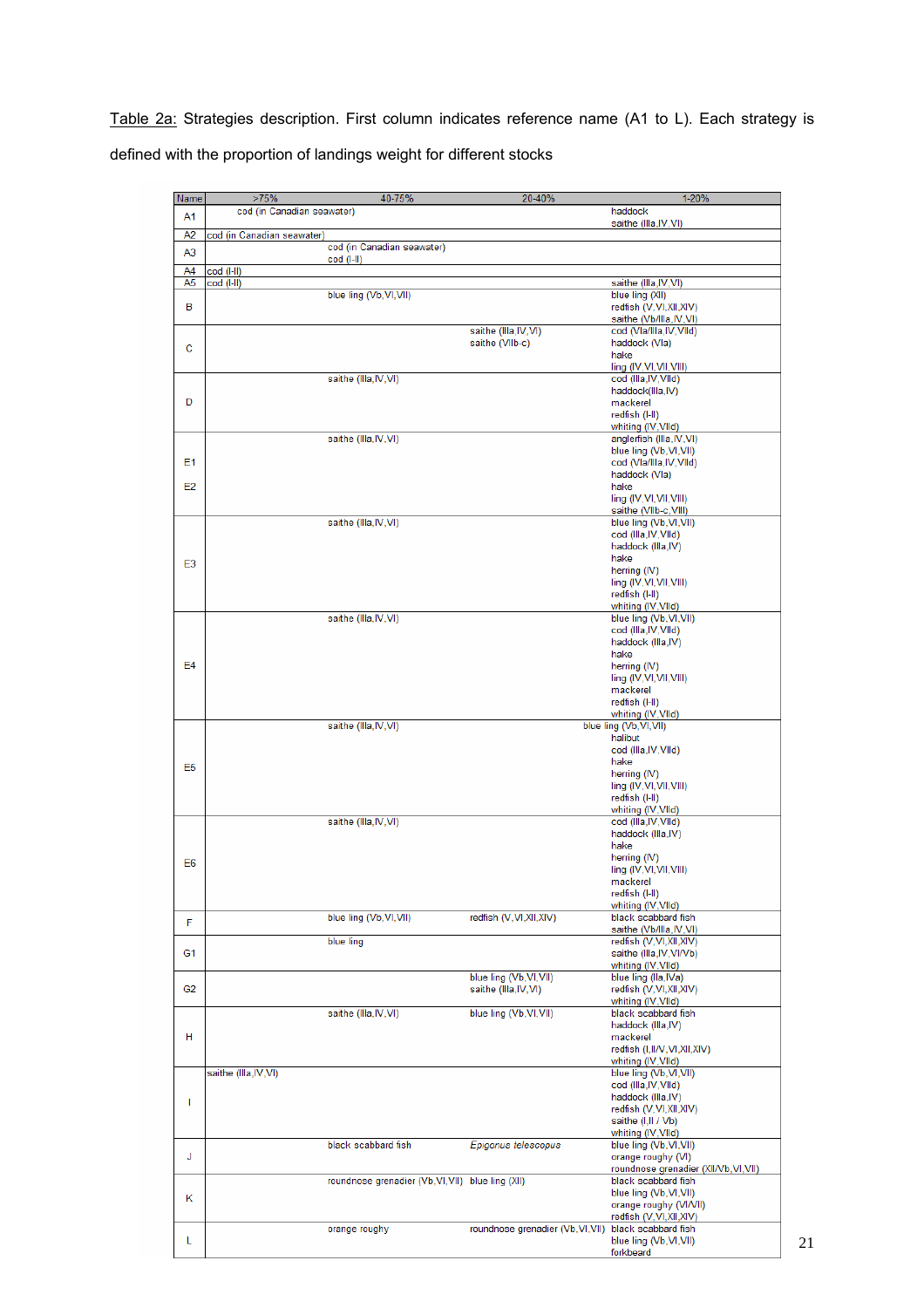Table 2a: Strategies description. First column indicates reference name (A1 to L). Each strategy is defined with the proportion of landings weight for different stocks

| Name | >75% | 40-75% | 20-40% | 1-20% |
|---|---|---|---|---|
| A1 | cod (in Canadian seawater) | | | haddock<br>saithe (IIIa,IV,VI) |
| A2 | cod (in Canadian seawater) | | | |
| A3 | | cod (in Canadian seawater)<br>cod (I-II) | | |
| A4 | cod (I-II) | | | |
| A5 | cod (I-II) | | | saithe (IIIa,IV,VI) |
| B | | blue ling (Vb,VI,VII) | | blue ling (XII)<br>redfish (V,VI,XII,XIV)<br>saithe (Vb/IIIa,IV,VI) |
| C | | | saithe (IIIa,IV,VI)<br>saithe (VIIb-c) | cod (VIa/IIIa,IV,VIId)<br>haddock (VIa)<br>hake<br>ling (IV,VI,VII,VIII) |
| D | | saithe (IIIa,IV,VI) | | cod (IIIa,IV,VIId)<br>haddock(IIIa,IV)<br>mackerel<br>redfish (I-II)<br>whiting (IV,VIId) |
| E1<br>E2 | | saithe (IIIa,IV,VI) | | anglerfish (IIIa,IV,VI)<br>blue ling (Vb,VI,VII)<br>cod (VIa/IIIa,IV,VIId)<br>haddock (VIa)<br>hake<br>ling (IV,VI,VII,VIII)<br>saithe (VIIb-c,VIII) |
| E3 | | saithe (IIIa,IV,VI) | | blue ling (Vb,VI,VII)<br>cod (IIIa,IV,VIId)<br>haddock (IIIa,IV)<br>hake<br>herring (IV)<br>ling (IV,VI,VII,VIII)<br>redfish (I-II)<br>whiting (IV,VIId) |
| E4 | | saithe (IIIa,IV,VI) | | blue ling (Vb,VI,VII)<br>cod (IIIa,IV,VIId)<br>haddock (IIIa,IV)<br>hake<br>herring (IV)<br>ling (IV,VI,VII,VIII)<br>mackerel<br>redfish (I-II)<br>whiting (IV,VIId) |
| E5 | | saithe (IIIa,IV,VI) | | blue ling (Vb,VI,VII)<br>halibut<br>cod (IIIa,IV,VIId)<br>hake<br>herring (IV)<br>ling (IV,VI,VII,VIII)<br>redfish (I-II)<br>whiting (IV,VIId) |
| E6 | | saithe (IIIa,IV,VI) | | cod (IIIa,IV,VIId)<br>haddock (IIIa,IV)<br>hake<br>herring (IV)<br>ling (IV,VI,VII,VIII)<br>mackerel<br>redfish (I-II)<br>whiting (IV,VIId) |
| F | | blue ling (Vb,VI,VII) | redfish (V,VI,XII,XIV) | black scabbard fish<br>saithe (Vb/IIIa,IV,VI) |
| G1 | | blue ling | | redfish (V,VI,XII,XIV)<br>saithe (IIIa,IV,VI/Vb)<br>whiting (IV,VIId) |
| G2 | | | blue ling (Vb,VI,VII)<br>saithe (IIIa,IV,VI) | blue ling (IIa,IVa)<br>redfish (V,VI,XII,XIV)<br>whiting (IV,VIId) |
| H | | saithe (IIIa,IV,VI) | blue ling (Vb,VI,VII) | black scabbard fish<br>haddock (IIIa,IV)<br>mackerel<br>redfish (I,II/V,VI,XII,XIV)<br>whiting (IV,VIId) |
| I | saithe (IIIa,IV,VI) | | | blue ling (Vb,VI,VII)<br>cod (IIIa,IV,VIId)<br>haddock (IIIa,IV)<br>redfish (V,VI,XII,XIV)<br>saithe (I,II / Vb)<br>whiting (IV,VIId) |
| J | | black scabbard fish | *Epigonus telescopus* | blue ling (Vb,VI,VII)<br>orange roughy (VI)<br>roundnose grenadier (XII/Vb,VI,VII) |
| K | | roundnose grenadier (Vb,VI,VII) | blue ling (XII) | black scabbard fish<br>blue ling (Vb,VI,VII)<br>orange roughy (VI/VII)<br>redfish (V,VI,XII,XIV) |
| L | | orange roughy | roundnose grenadier (Vb,VI,VII) | black scabbard fish<br>blue ling (Vb,VI,VII)<br>forkbeard |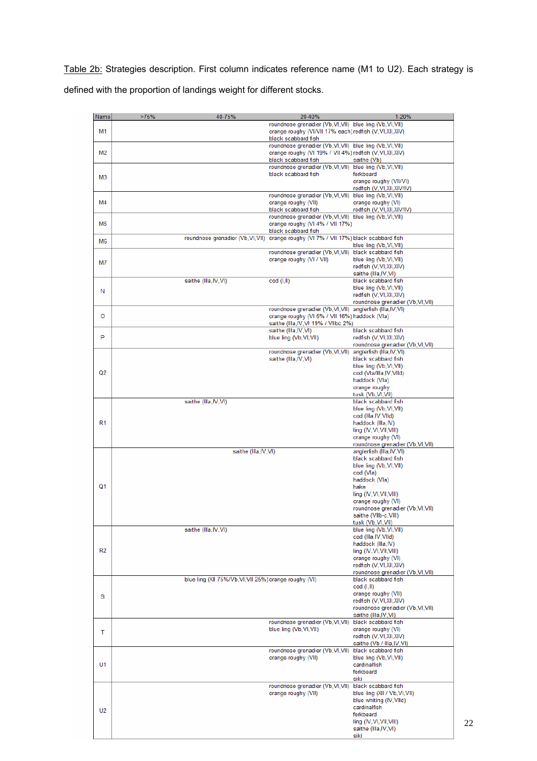Table 2b: Strategies description. First column indicates reference name (M1 to U2). Each strategy is defined with the proportion of landings weight for different stocks.

| Name | >75% | 40-75% | 20-40% | 1-20% |
|---|---|---|---|---|
| M1 | | | roundnose grenadier (Vb,VI,VII)<br>orange roughy (VI/VII 17% each)<br>black scabbard fish | blue ling (Vb,VI,VII)<br>redfish (V,VI,XII,XIV) |
| M2 | | | roundnose grenadier (Vb,VI,VII)<br>orange roughy (VI 19% / VII 4%)<br>black scabbard fish | blue ling (Vb,VI,VII)<br>redfish (V,VI,XII,XIV)<br>saithe (Vb) |
| M3 | | | roundnose grenadier (Vb,VI,VII)<br>black scabbard fish | blue ling (Vb,VI,VII)<br>forkbeard<br>orange roughy (VII/VI)<br>redfish (V,VI,XII,XIV/IV) |
| M4 | | | roundnose grenadier (Vb,VI,VII)<br>orange roughy (VII)<br>black scabbard fish | blue ling (Vb,VI,VII)<br>orange roughy (VI)<br>redfish (V,VI,XII,XIV/IV) |
| M5 | | | roundnose grenadier (Vb,VI,VII)<br>orange roughy (VI 4% / VII 17%)<br>black scabbard fish | blue ling (Vb,VI,VII) |
| M6 | | roundnose grenadier (Vb,VI,VII) | orange roughy (VI 7% / VII 17%) | black scabbard fish<br>blue ling (Vb,VI,VII) |
| M7 | | | roundnose grenadier (Vb,VI,VII)<br>orange roughy (VI / VII) | black scabbard fish<br>blue ling (Vb,VI,VII)<br>redfish (V,VI,XII,XIV)<br>saithe (IIIa,IV,VI) |
| N | | saithe (IIIa,IV,VI) | cod (I,II) | black scabbard fish<br>blue ling (Vb,VI,VII)<br>redfish (V,VI,XII,XIV)<br>roundnose grenadier (Vb,VI,VII) |
| O | | | roundnose grenadier (Vb,VI,VII)<br>orange roughy (VI 5% / VII 16%)<br>saithe (IIIa,IV,VI 19% / VIIbc 2%) | anglerfish (IIIa,IV,VI)<br>haddock (VIa) |
| P | | | saithe (IIIa,IV,VI)<br>blue ling (Vb,VI,VII) | black scabbard fish<br>redfish (V,VI,XII,XIV)<br>roundnose grenadier (Vb,VI,VII) |
| Q2 | | | roundnose grenadier (Vb,VI,VII)<br>saithe (IIIa,IV,VI) | anglerfish (IIIa,IV,VI)<br>black scabbard fish<br>blue ling (Vb,VI,VII)<br>cod (VIa/IIIa,IV,VIId)<br>haddock (VIa)<br>orange roughy<br>tusk (Vb,VI,VII) |
| R1 | | saithe (IIIa,IV,VI) | | black scabbard fish<br>blue ling (Vb,VI,VII)<br>cod (IIIa,IV,VIId)<br>haddock (IIIa,IV)<br>ling (IV,VI,VII,VIII)<br>orange roughy (VI)<br>roundnose grenadier (Vb,VI,VII) |
| Q1 | | saithe (IIIa,IV,VI) | | anglerfish (IIIa,IV,VI)<br>black scabbard fish<br>blue ling (Vb,VI,VII)<br>cod (VIa)<br>haddock (VIa)<br>hake<br>ling (IV,VI,VII,VIII)<br>orange roughy (VI)<br>roundnose grenadier (Vb,VI,VII)<br>saithe (VIIb-c,VIII)<br>tusk (Vb,VI,VII) |
| R2 | | saithe (IIIa,IV,VI) | | blue ling (Vb,VI,VII)<br>cod (IIIa,IV,VIId)<br>haddock (IIIa,IV)<br>ling (IV,VI,VII,VIII)<br>orange roughy (VI)<br>redfish (V,VI,XII,XIV)<br>roundnose grenadier (Vb,VI,VII) |
| S | | blue ling (XII 75%/Vb,VI,VII 25%) | orange roughy (VI) | black scabbard fish<br>cod (I,II)<br>orange roughy (VII)<br>redfish (V,VI,XII,XIV)<br>roundnose grenadier (Vb,VI,VII)<br>saithe (IIIa,IV,VI) |
| T | | | roundnose grenadier (Vb,VI,VII)<br>blue ling (Vb,VI,VII) | black scabbard fish<br>orange roughy (VI)<br>redfish (V,VI,XII,XIV)<br>saithe (Vb / IIIa,IV,VI) |
| U1 | | | roundnose grenadier (Vb,VI,VII)<br>orange roughy (VII) | black scabbard fish<br>blue ling (Vb,VI,VII)<br>cardinalfish<br>forkbeard<br>siki |
| U2 | | | roundnose grenadier (Vb,VI,VII)<br>orange roughy (VII) | black scabbard fish<br>blue ling (XII / Vb,VI,VII)<br>blue whiting (IV,VIId)<br>cardinalfish<br>forkbeard<br>ling (IV,VI,VII,VIII)<br>saithe (IIIa,IV,VI)<br>siki |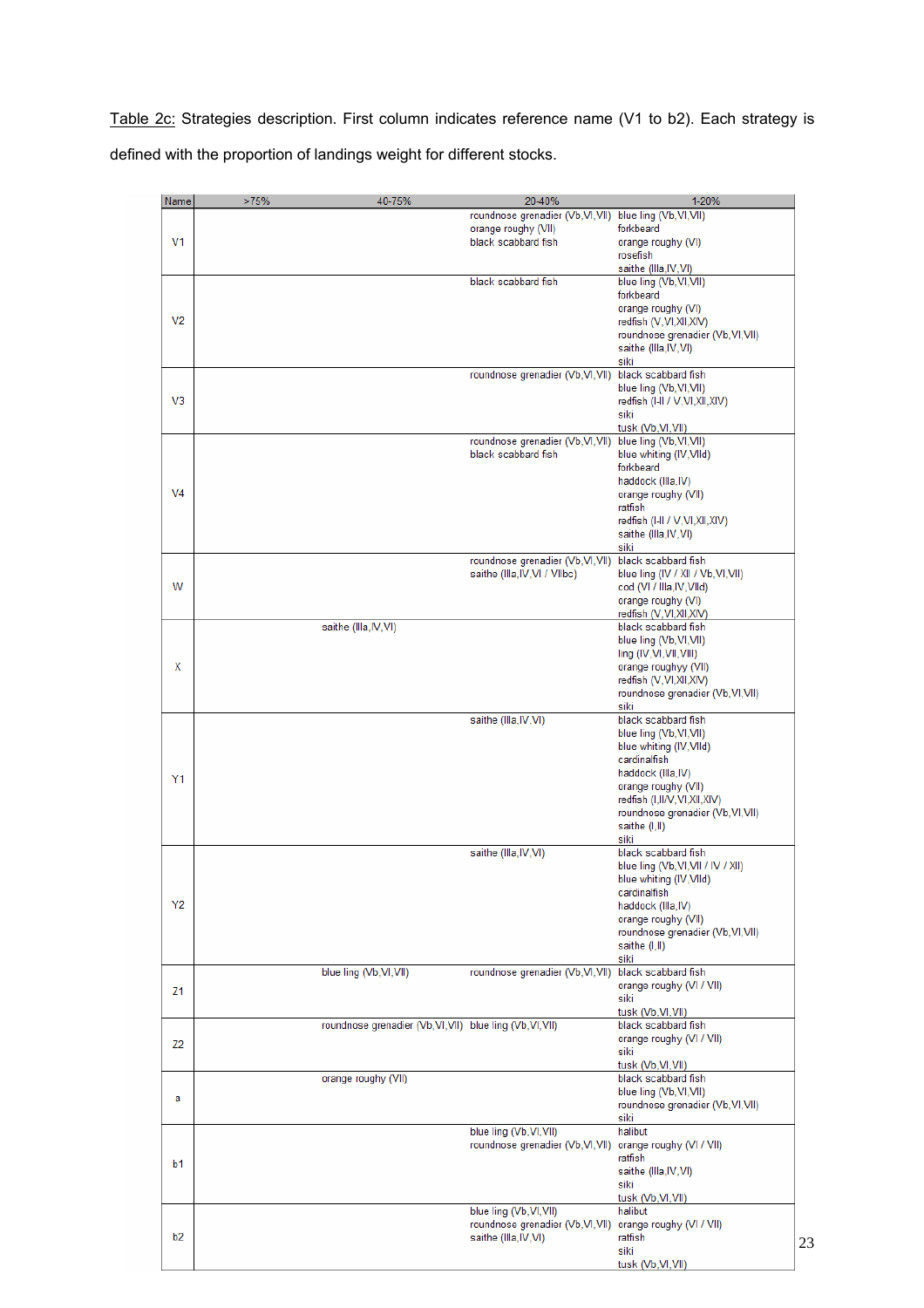Table 2c: Strategies description. First column indicates reference name (V1 to b2). Each strategy is defined with the proportion of landings weight for different stocks.

| Name | >75% | 40-75% | 20-40% | 1-20% |
|---|---|---|---|---|
| V1 | | | roundnose grenadier (Vb,VI,VII)<br>orange roughy (VII)<br>black scabbard fish | blue ling (Vb,VI,VII)<br>forkbeard<br>orange roughy (VI)<br>rosefish<br>saithe (IIIa,IV,VI) |
| V2 | | | black scabbard fish | blue ling (Vb,VI,VII)<br>forkbeard<br>orange roughy (VI)<br>redfish (V,VI,XII,XIV)<br>roundnose grenadier (Vb,VI,VII)<br>saithe (IIIa,IV,VI)<br>siki |
| V3 | | | roundnose grenadier (Vb,VI,VII) | black scabbard fish<br>blue ling (Vb,VI,VII)<br>redfish (I-II / V,VI,XII,XIV)<br>siki<br>tusk (Vb,VI,VII) |
| V4 | | | roundnose grenadier (Vb,VI,VII)<br>black scabbard fish | blue ling (Vb,VI,VII)<br>blue whiting (IV,VIId)<br>forkbeard<br>haddock (IIIa,IV)<br>orange roughy (VII)<br>ratfish<br>redfish (I-II / V,VI,XII,XIV)<br>saithe (IIIa,IV,VI)<br>siki |
| W | | | roundnose grenadier (Vb,VI,VII)<br>saithe (IIIa,IV,VI / VIIbc) | black scabbard fish<br>blue ling (IV / XII / Vb,VI,VII)<br>cod (VI / IIIa,IV,VIId)<br>orange roughy (VI)<br>redfish (V,VI,XII,XIV) |
| X | | saithe (IIIa,IV,VI) | | black scabbard fish<br>blue ling (Vb,VI,VII)<br>ling (IV,VI,VII,VIII)<br>orange roughyy (VII)<br>redfish (V,VI,XII,XIV)<br>roundnose grenadier (Vb,VI,VII)<br>siki |
| Y1 | | | saithe (IIIa,IV,VI) | black scabbard fish<br>blue ling (Vb,VI,VII)<br>blue whiting (IV,VIId)<br>cardinalfish<br>haddock (IIIa,IV)<br>orange roughy (VII)<br>redfish (I,II/V,VI,XII,XIV)<br>roundnose grenadier (Vb,VI,VII)<br>saithe (I,II)<br>siki |
| Y2 | | | saithe (IIIa,IV,VI) | black scabbard fish<br>blue ling (Vb,VI,VII / IV / XII)<br>blue whiting (IV,VIId)<br>cardinalfish<br>haddock (IIIa,IV)<br>orange roughy (VII)<br>roundnose grenadier (Vb,VI,VII)<br>saithe (I,II)<br>siki |
| Z1 | | blue ling (Vb,VI,VII) | roundnose grenadier (Vb,VI,VII) | black scabbard fish<br>orange roughy (VI / VII)<br>siki<br>tusk (Vb,VI,VII) |
| Z2 | | roundnose grenadier (Vb,VI,VII) | blue ling (Vb,VI,VII) | black scabbard fish<br>orange roughy (VI / VII)<br>siki<br>tusk (Vb,VI,VII) |
| a | | orange roughy (VII) | | black scabbard fish<br>blue ling (Vb,VI,VII)<br>roundnose grenadier (Vb,VI,VII)<br>siki |
| b1 | | | blue ling (Vb,VI,VII)<br>roundnose grenadier (Vb,VI,VII) | halibut<br>orange roughy (VI / VII)<br>ratfish<br>saithe (IIIa,IV,VI)<br>siki<br>tusk (Vb,VI,VII) |
| b2 | | | blue ling (Vb,VI,VII)<br>roundnose grenadier (Vb,VI,VII)<br>saithe (IIIa,IV,VI) | halibut<br>orange roughy (VI / VII)<br>ratfish<br>siki<br>tusk (Vb,VI,VII) |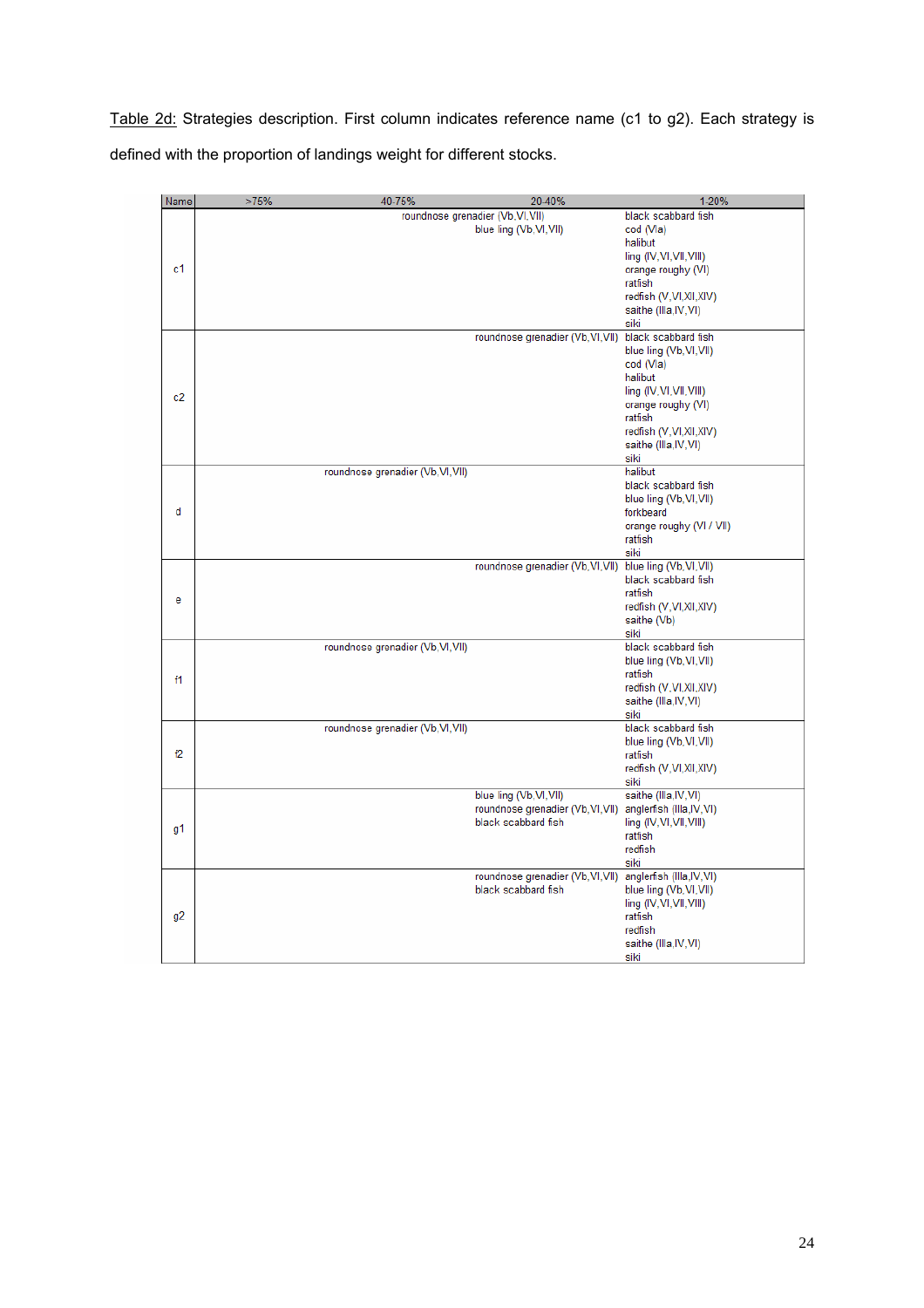Table 2d: Strategies description. First column indicates reference name (c1 to g2). Each strategy is defined with the proportion of landings weight for different stocks.

| Name | >75% | 40-75% | 20-40% | 1-20% |
|---|---|---|---|---|
| c1 | | | roundnose grenadier (Vb,VI,VII)<br>blue ling (Vb,VI,VII) | black scabbard fish<br>cod (VIa)<br>halibut<br>ling (IV,VI,VII,VIII)<br>orange roughy (VI)<br>ratfish<br>redfish (V,VI,XII,XIV)<br>saithe (IIIa,IV,VI)<br>siki |
| c2 | | | roundnose grenadier (Vb,VI,VII) | black scabbard fish<br>blue ling (Vb,VI,VII)<br>cod (VIa)<br>halibut<br>ling (IV,VI,VII,VIII)<br>orange roughy (VI)<br>ratfish<br>redfish (V,VI,XII,XIV)<br>saithe (IIIa,IV,VI)<br>siki |
| d | | roundnose grenadier (Vb,VI,VII) | | halibut<br>black scabbard fish<br>blue ling (Vb,VI,VII)<br>forkbeard<br>orange roughy (VI / VII)<br>ratfish<br>siki |
| e | | | roundnose grenadier (Vb,VI,VII) | blue ling (Vb,VI,VII)<br>black scabbard fish<br>ratfish<br>redfish (V,VI,XII,XIV)<br>saithe (Vb)<br>siki |
| f1 | | roundnose grenadier (Vb,VI,VII) | | black scabbard fish<br>blue ling (Vb,VI,VII)<br>ratfish<br>redfish (V,VI,XII,XIV)<br>saithe (IIIa,IV,VI)<br>siki |
| f2 | | roundnose grenadier (Vb,VI,VII) | | black scabbard fish<br>blue ling (Vb,VI,VII)<br>ratfish<br>redfish (V,VI,XII,XIV)<br>siki |
| g1 | | | blue ling (Vb,VI,VII)<br>roundnose grenadier (Vb,VI,VII)<br>black scabbard fish | saithe (IIIa,IV,VI)<br>anglerfish (IIIa,IV,VI)<br>ling (IV,VI,VII,VIII)<br>ratfish<br>redfish<br>siki |
| g2 | | | roundnose grenadier (Vb,VI,VII)<br>black scabbard fish | anglerfish (IIIa,IV,VI)<br>blue ling (Vb,VI,VII)<br>ling (IV,VI,VII,VIII)<br>ratfish<br>redfish<br>saithe (IIIa,IV,VI)<br>siki |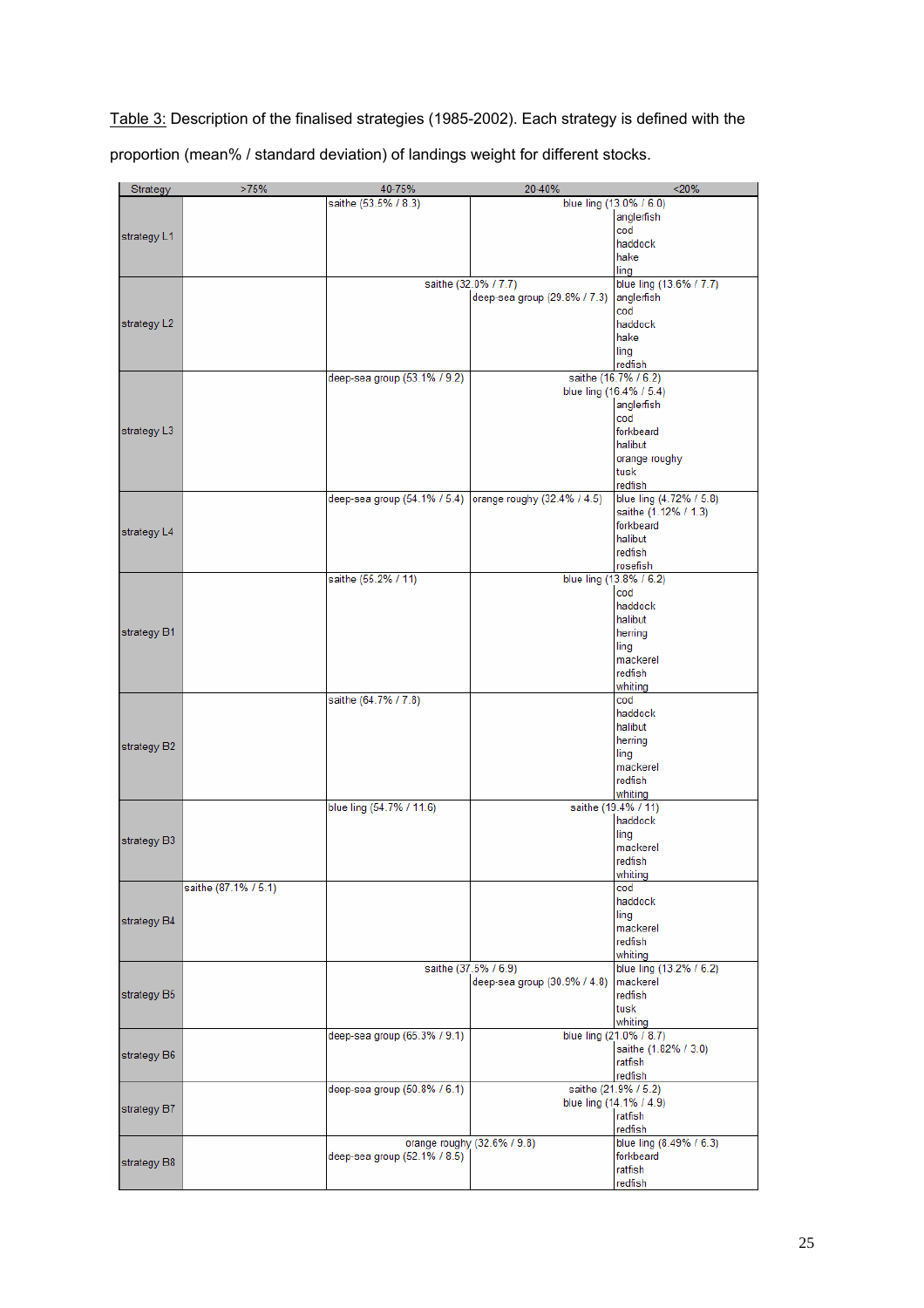Table 3: Description of the finalised strategies (1985-2002). Each strategy is defined with the proportion (mean% / standard deviation) of landings weight for different stocks.

| Strategy | >75% | 40-75% | 20-40% | <20% |
|---|---|---|---|---|
| strategy L1 | | saithe (53.5% / 8.3) | | blue ling (13.0% / 6.0)<br>anglerfish<br>cod<br>haddock<br>hake<br>ling |
| strategy L2 | | | saithe (32.0% / 7.7)<br>deep-sea group (29.8% / 7.3) | blue ling (13.6% / 7.7)<br>anglerfish<br>cod<br>haddock<br>hake<br>ling<br>redfish |
| strategy L3 | | deep-sea group (53.1% / 9.2) | | saithe (16.7% / 6.2)<br>blue ling (16.4% / 5.4)<br>anglerfish<br>cod<br>forkbeard<br>halibut<br>orange roughy<br>tusk<br>redfish |
| strategy L4 | | deep-sea group (54.1% / 5.4) | orange roughy (32.4% / 4.5) | blue ling (4.72% / 5.8)<br>saithe (1.12% / 1.3)<br>forkbeard<br>halibut<br>redfish<br>rosefish |
| strategy B1 | | saithe (55.2% / 11) | | blue ling (13.8% / 6.2)<br>cod<br>haddock<br>halibut<br>herring<br>ling<br>mackerel<br>redfish<br>whiting |
| strategy B2 | | saithe (64.7% / 7.8) | | cod<br>haddock<br>halibut<br>herring<br>ling<br>mackerel<br>redfish<br>whiting |
| strategy B3 | | blue ling (54.7% / 11.6) | | saithe (19.4% / 11)<br>haddock<br>ling<br>mackerel<br>redfish<br>whiting |
| strategy B4 | saithe (87.1% / 5.1) | | | cod<br>haddock<br>ling<br>mackerel<br>redfish<br>whiting |
| strategy B5 | | | saithe (37.5% / 6.9)<br>deep-sea group (30.9% / 4.8) | blue ling (13.2% / 6.2)<br>mackerel<br>redfish<br>tusk<br>whiting |
| strategy B6 | | deep-sea group (65.3% / 9.1) | blue ling (21.0% / 8.7) | saithe (1.82% / 3.0)<br>ratfish<br>redfish |
| strategy B7 | | deep-sea group (60.8% / 6.1) | saithe (21.9% / 5.2) | blue ling (14.1% / 4.9)<br>ratfish<br>redfish |
| strategy B8 | | deep-sea group (52.1% / 8.5) | orange roughy (32.6% / 9.8) | blue ling (8.49% / 6.3)<br>forkbeard<br>ratfish<br>redfish |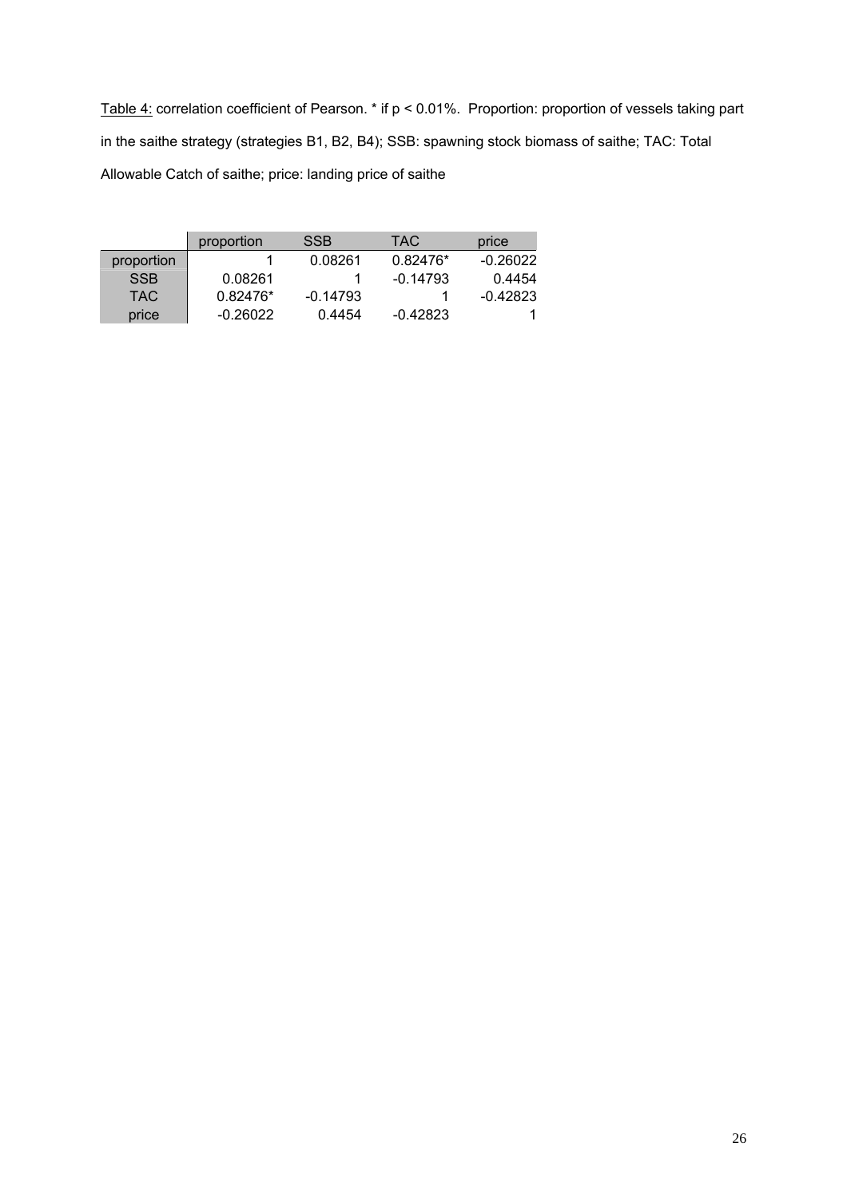Table 4: correlation coefficient of Pearson. * if $p < 0.01\%$. Proportion: proportion of vessels taking part in the saithe strategy (strategies B1, B2, B4); SSB: spawning stock biomass of saithe; TAC: Total Allowable Catch of saithe; price: landing price of saithe

| | proportion | SSB | TAC | price |
|---|---|---|---|---|
| proportion | 1 | 0.08261 | 0.82476* | -0.26022 |
| SSB | 0.08261 | 1 | -0.14793 | 0.4454 |
| TAC | 0.82476* | -0.14793 | 1 | -0.42823 |
| price | -0.26022 | 0.4454 | -0.42823 | 1 |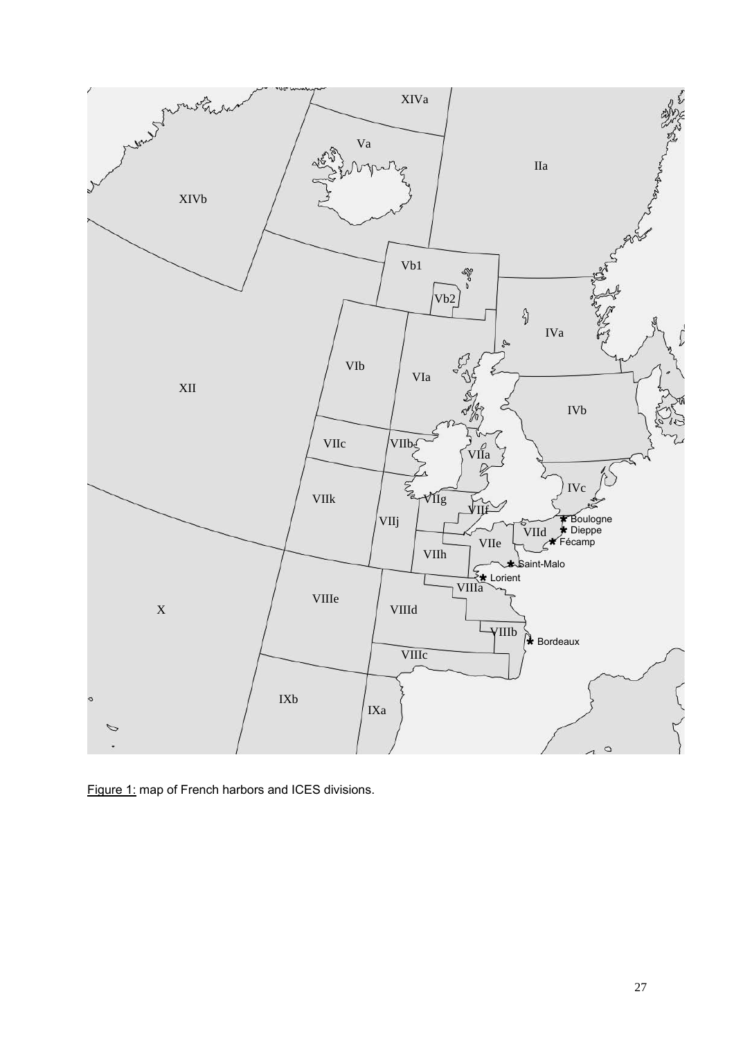Figure 1: map of French harbors and ICES divisions.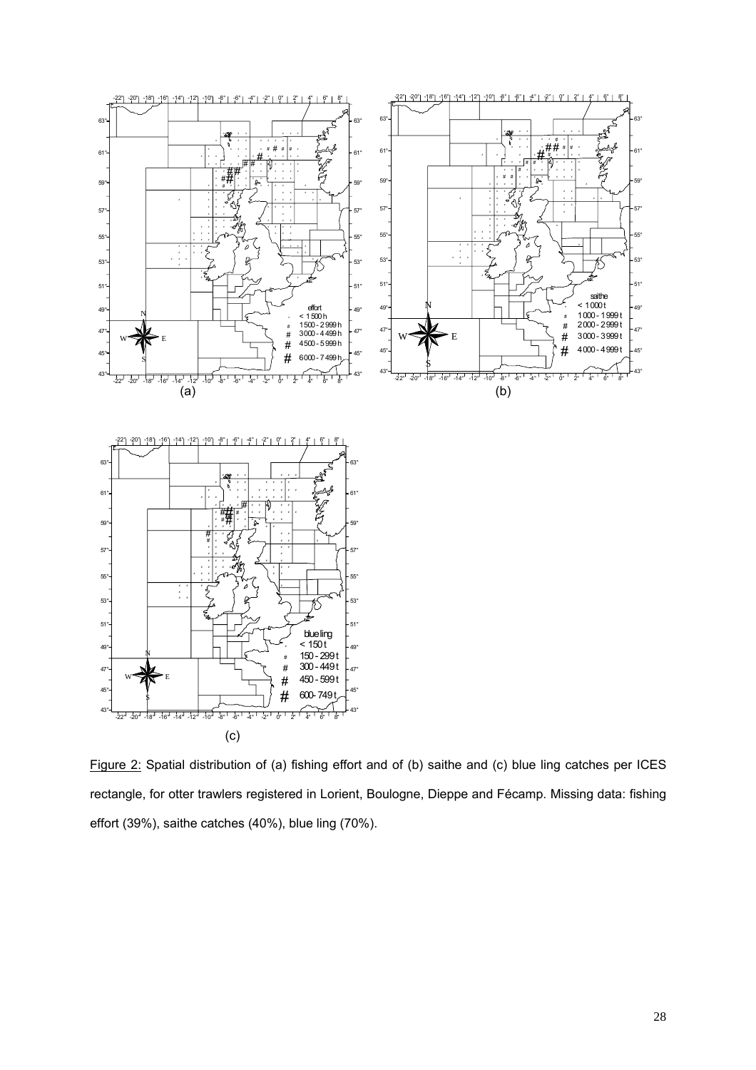Figure 2: Spatial distribution of (a) fishing effort and of (b) saithe and (c) blue ling catches per ICES rectangle, for otter trawlers registered in Lorient, Boulogne, Dieppe and Fécamp. Missing data: fishing effort (39%), saithe catches (40%), blue ling (70%).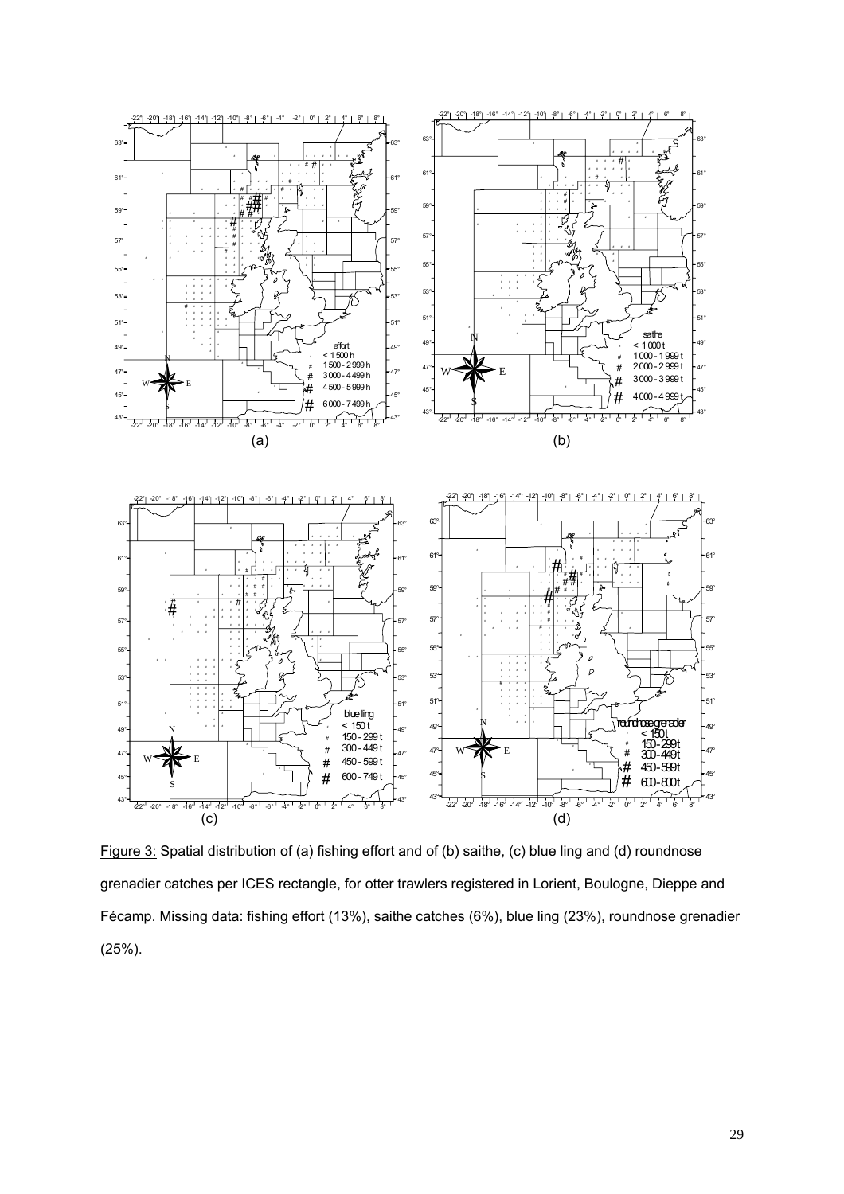Figure 3: Spatial distribution of (a) fishing effort and of (b) saithe, (c) blue ling and (d) roundnose grenadier catches per ICES rectangle, for otter trawlers registered in Lorient, Boulogne, Dieppe and Fécamp. Missing data: fishing effort (13%), saithe catches (6%), blue ling (23%), roundnose grenadier (25%).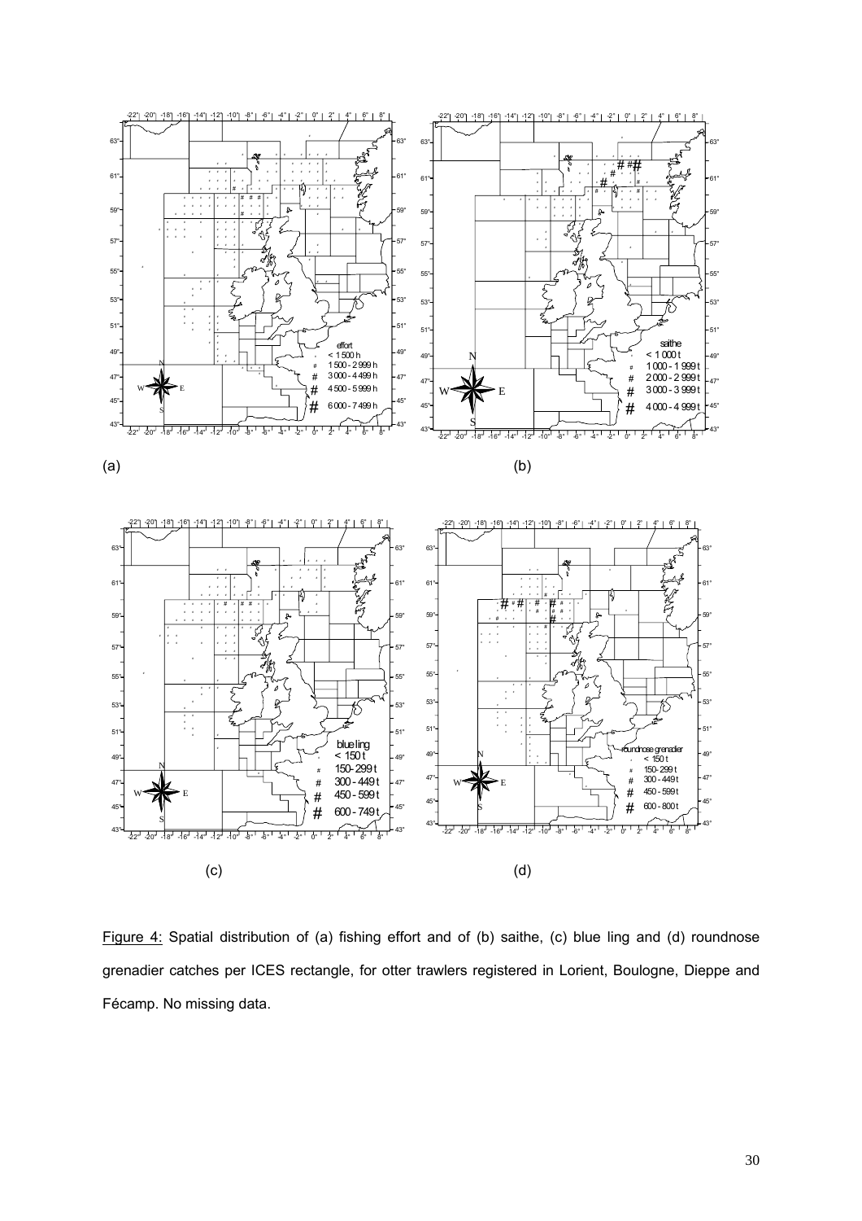Figure 4: Spatial distribution of (a) fishing effort and of (b) saithe, (c) blue ling and (d) roundnose grenadier catches per ICES rectangle, for otter trawlers registered in Lorient, Boulogne, Dieppe and Fécamp. No missing data.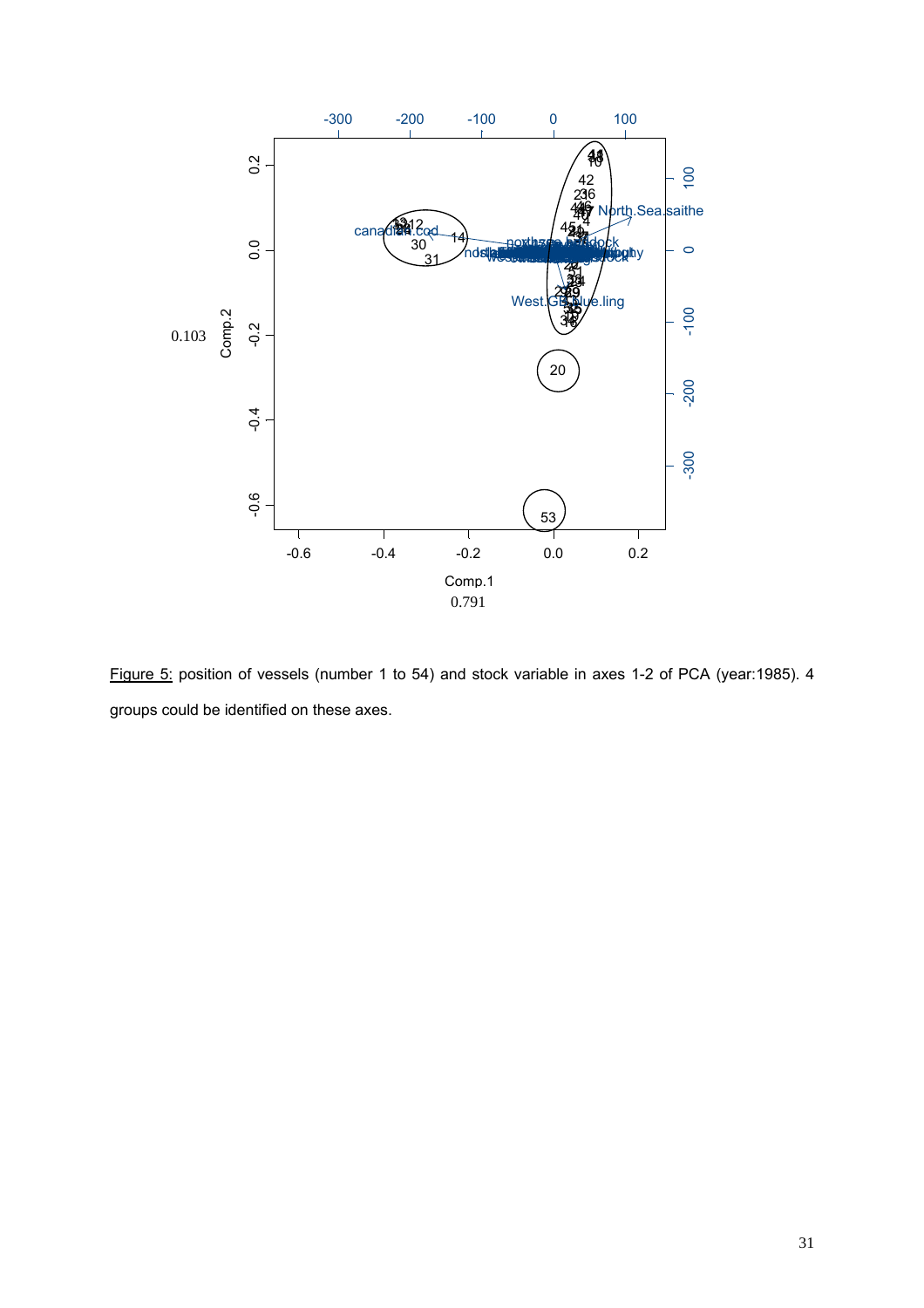Figure 5: position of vessels (number 1 to 54) and stock variable in axes 1-2 of PCA (year:1985). 4 groups could be identified on these axes.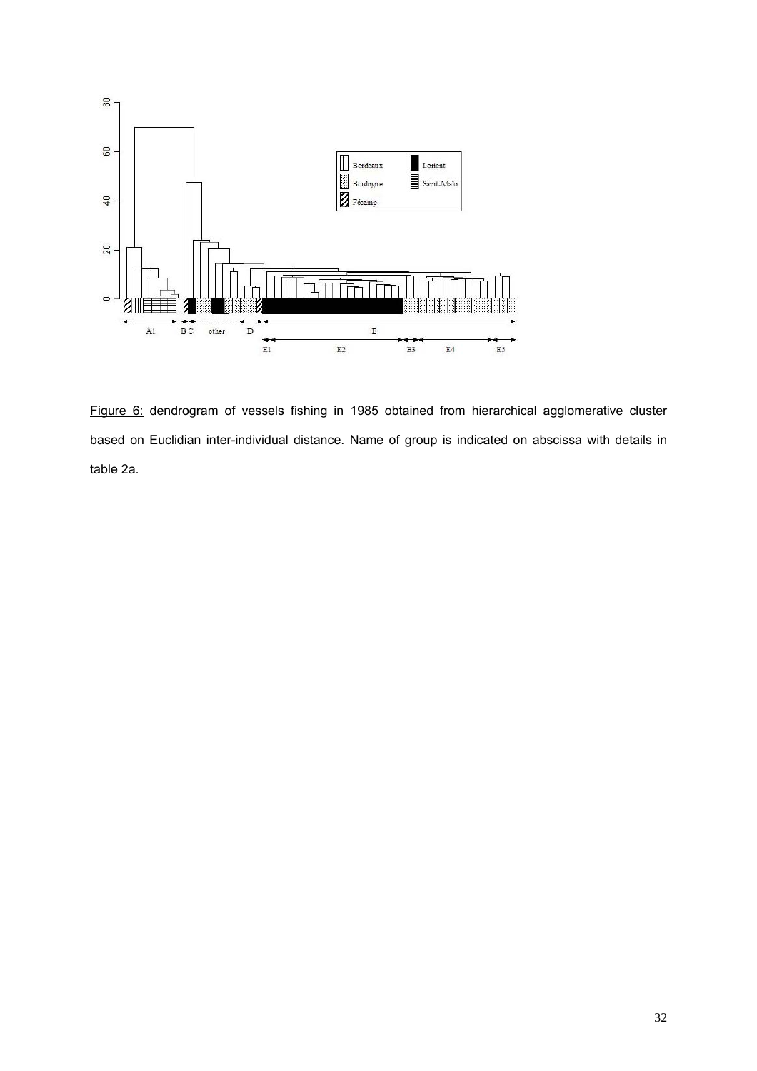Figure 6: dendrogram of vessels fishing in 1985 obtained from hierarchical agglomerative cluster based on Euclidian inter-individual distance. Name of group is indicated on abscissa with details in table 2a.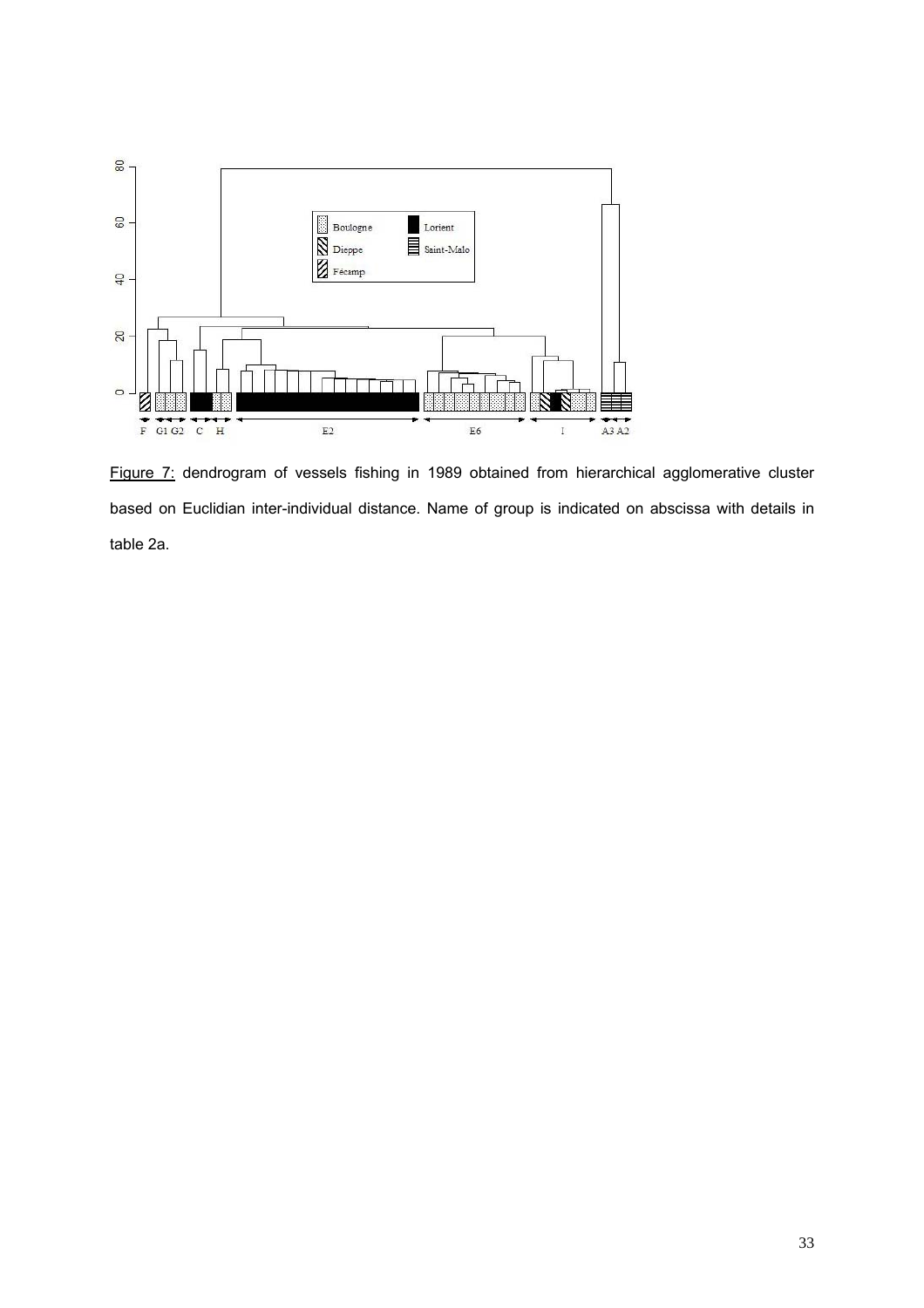Figure 7: dendrogram of vessels fishing in 1989 obtained from hierarchical agglomerative cluster based on Euclidian inter-individual distance. Name of group is indicated on abscissa with details in table 2a.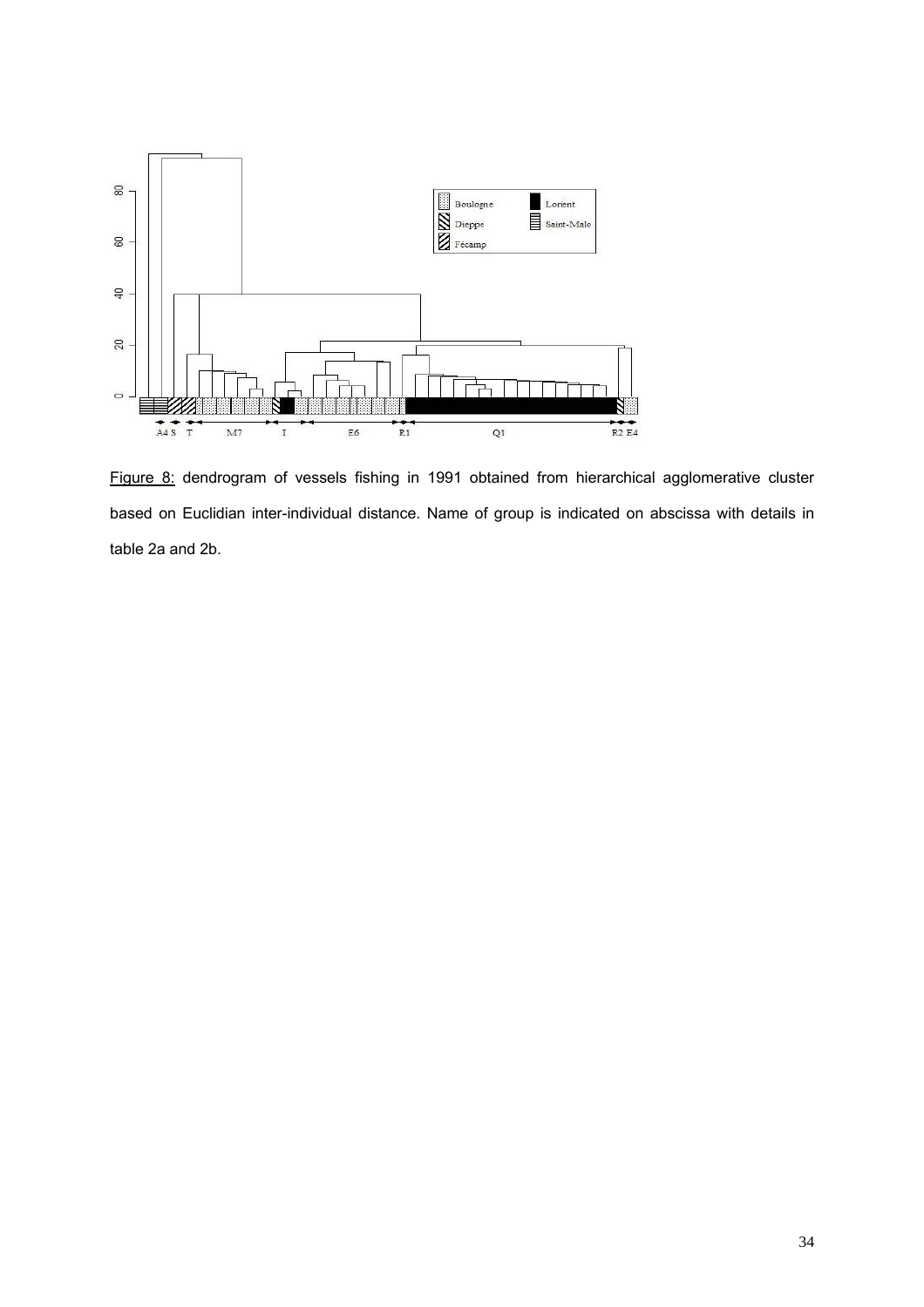Figure 8: dendrogram of vessels fishing in 1991 obtained from hierarchical agglomerative cluster based on Euclidian inter-individual distance. Name of group is indicated on abscissa with details in table 2a and 2b.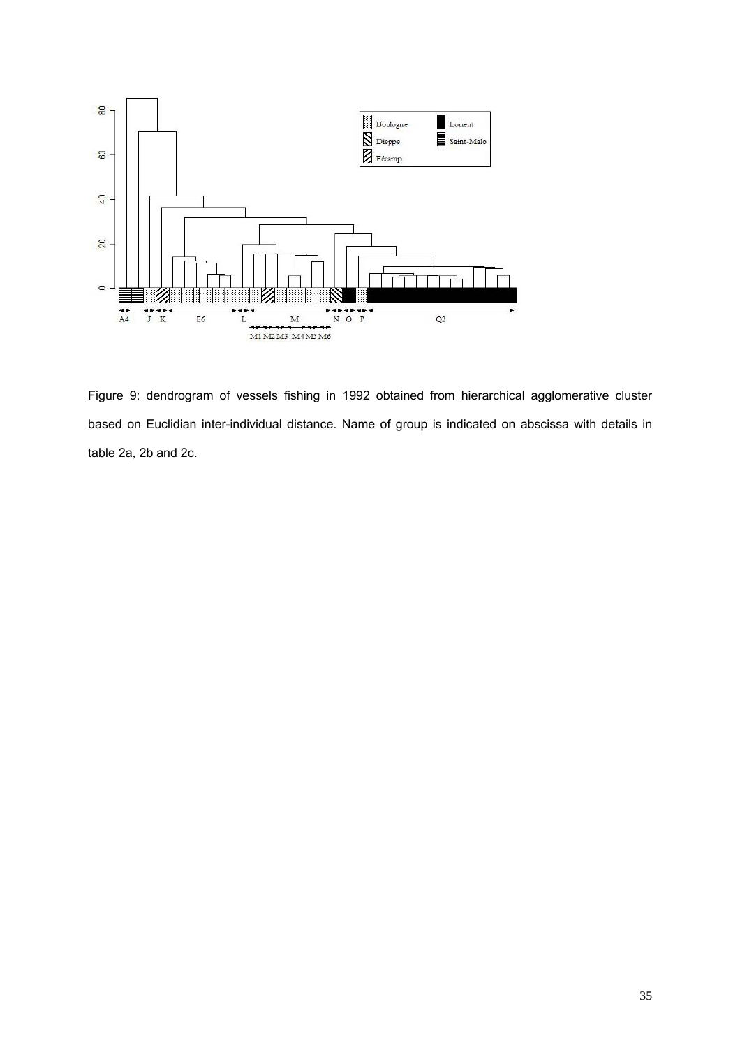Figure 9: dendrogram of vessels fishing in 1992 obtained from hierarchical agglomerative cluster based on Euclidian inter-individual distance. Name of group is indicated on abscissa with details in table 2a, 2b and 2c.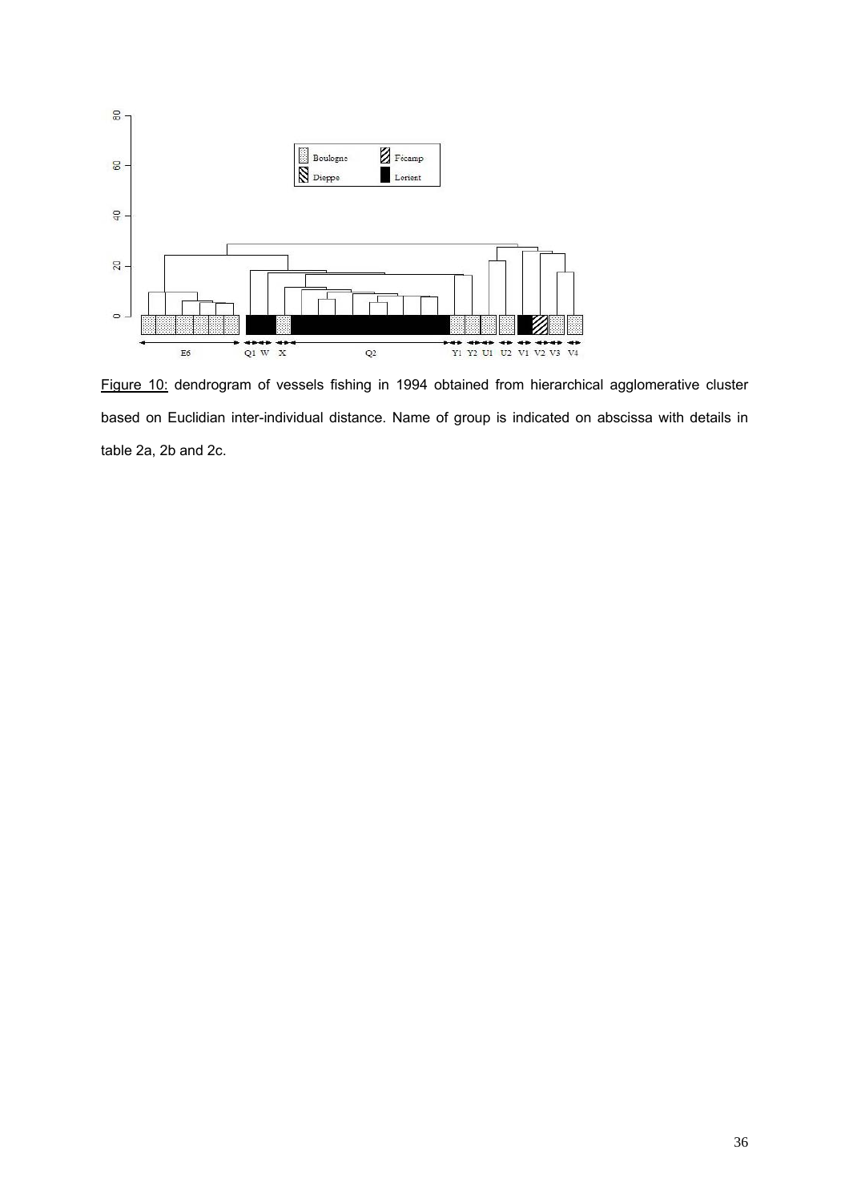Figure 10: dendrogram of vessels fishing in 1994 obtained from hierarchical agglomerative cluster based on Euclidian inter-individual distance. Name of group is indicated on abscissa with details in table 2a, 2b and 2c.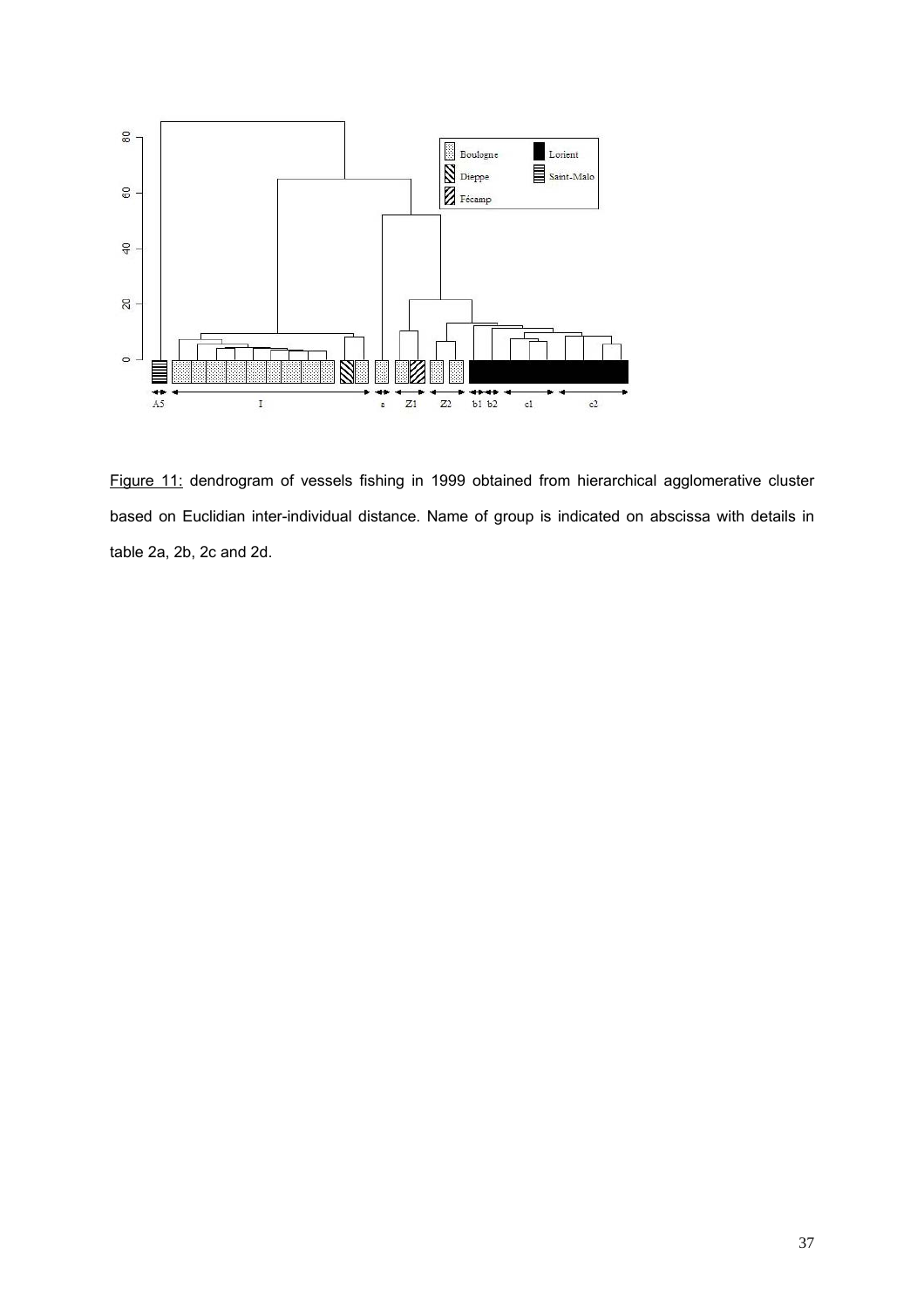Figure 11: dendrogram of vessels fishing in 1999 obtained from hierarchical agglomerative cluster based on Euclidian inter-individual distance. Name of group is indicated on abscissa with details in table 2a, 2b, 2c and 2d.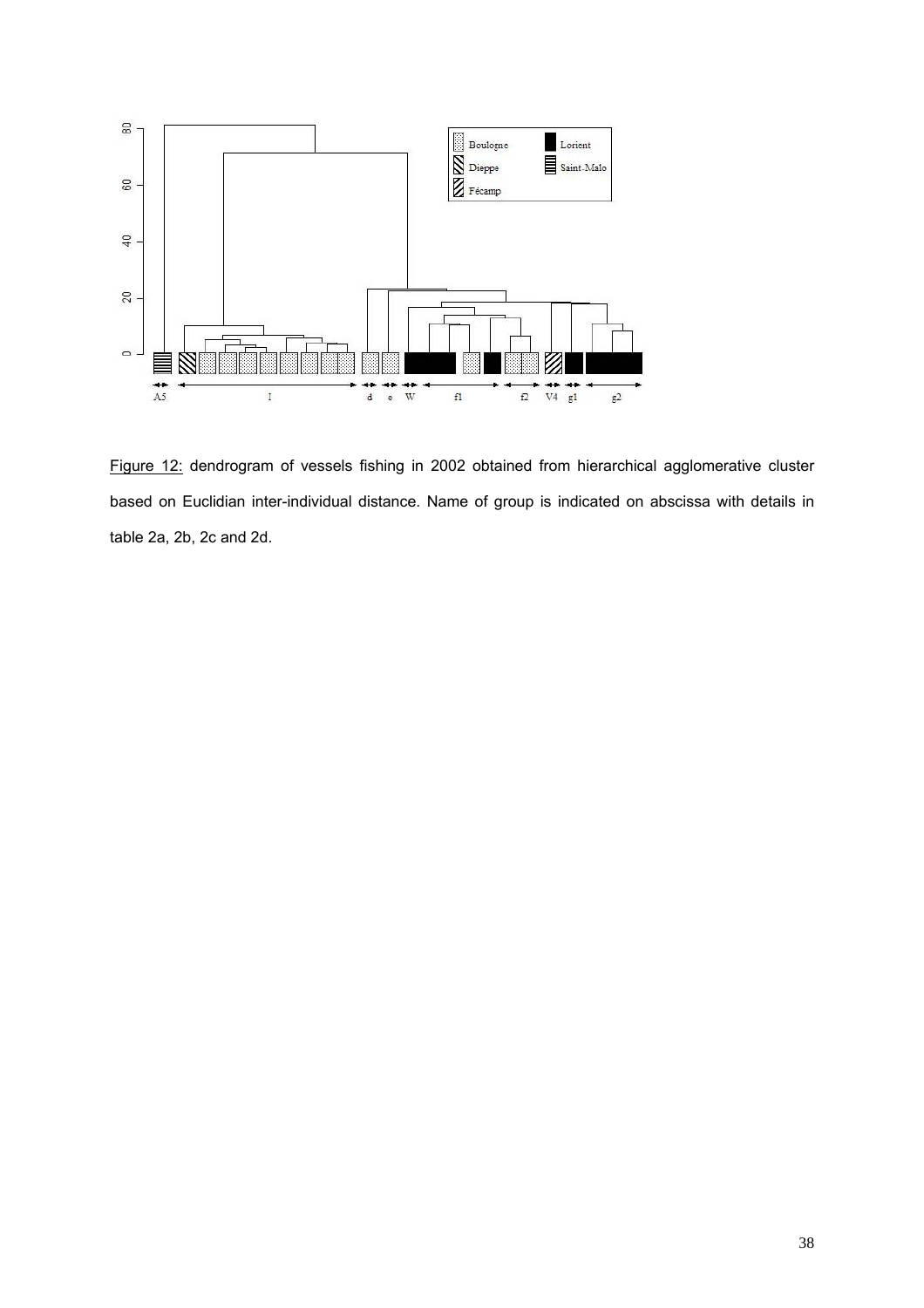Figure 12: dendrogram of vessels fishing in 2002 obtained from hierarchical agglomerative cluster based on Euclidian inter-individual distance. Name of group is indicated on abscissa with details in table 2a, 2b, 2c and 2d.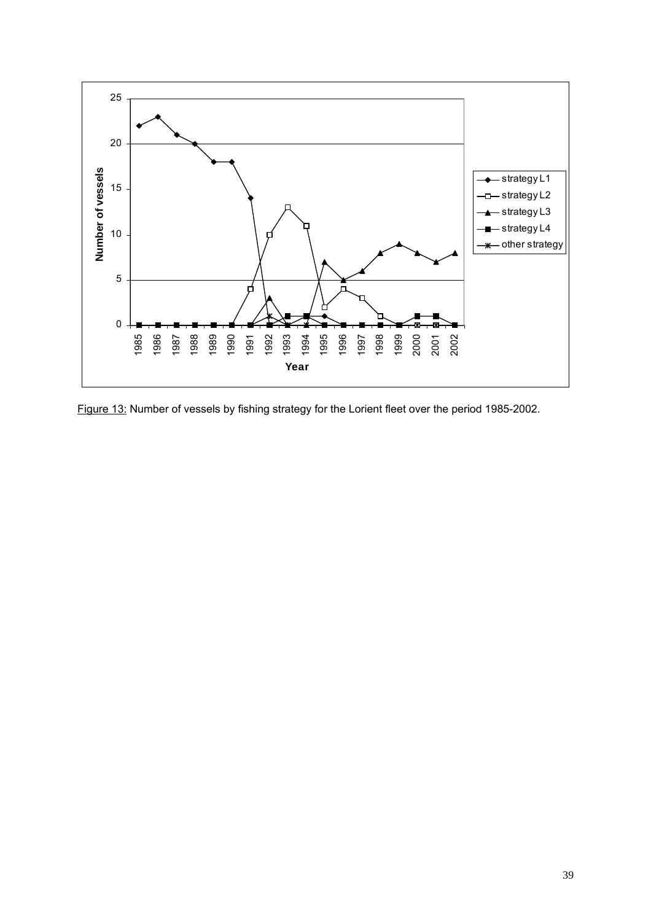Figure 13: Number of vessels by fishing strategy for the Lorient fleet over the period 1985-2002.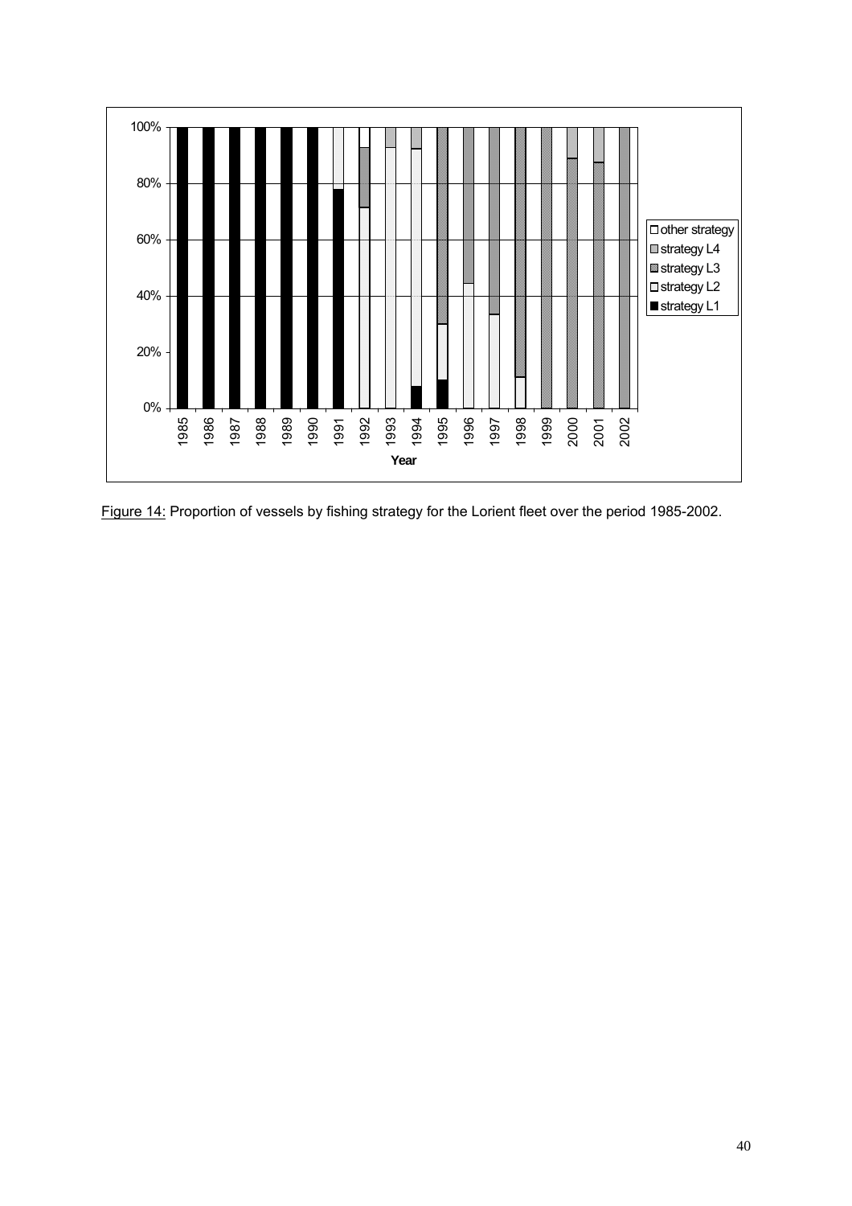Figure 14: Proportion of vessels by fishing strategy for the Lorient fleet over the period 1985-2002.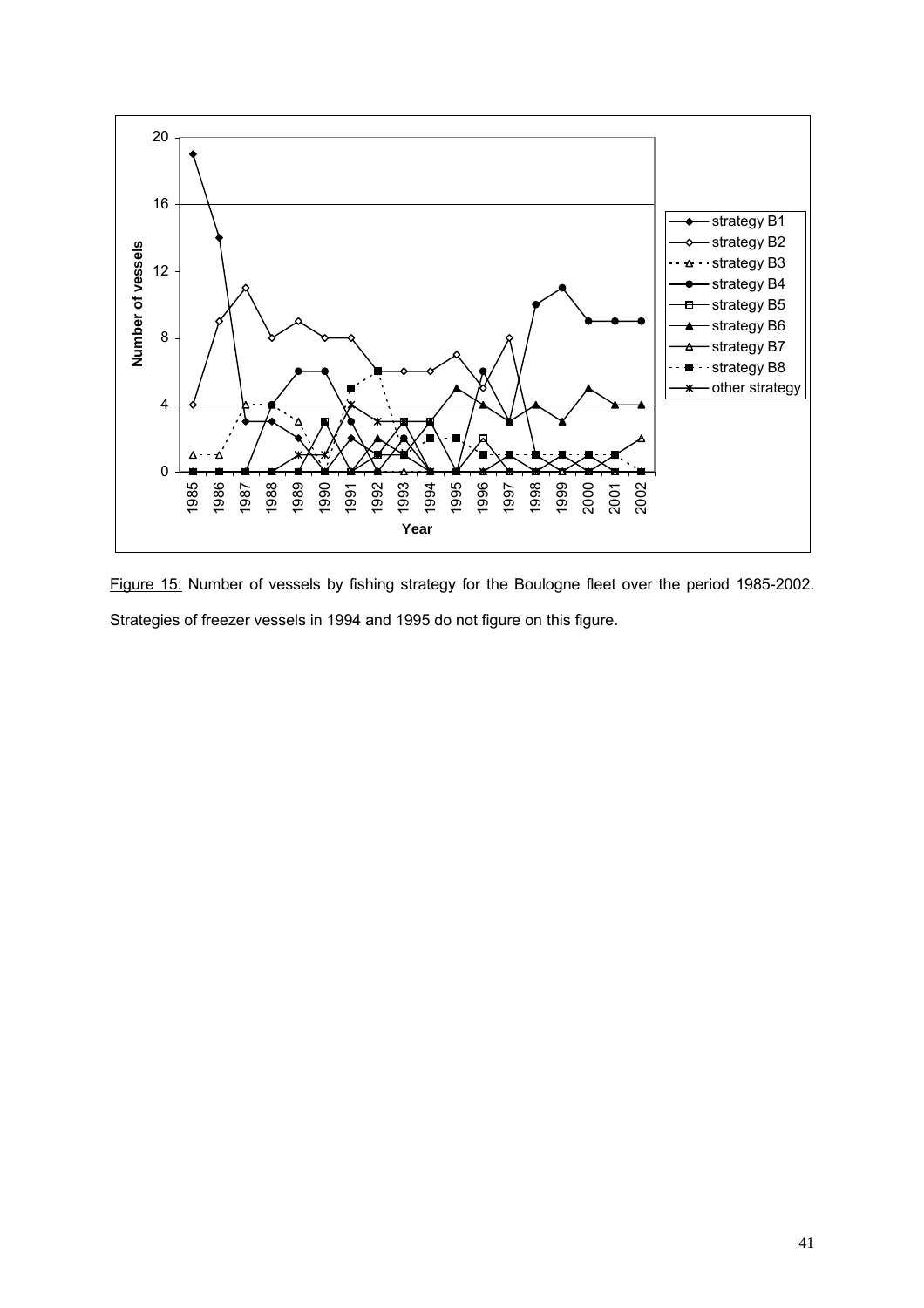Figure 15: Number of vessels by fishing strategy for the Boulogne fleet over the period 1985-2002. Strategies of freezer vessels in 1994 and 1995 do not figure on this figure.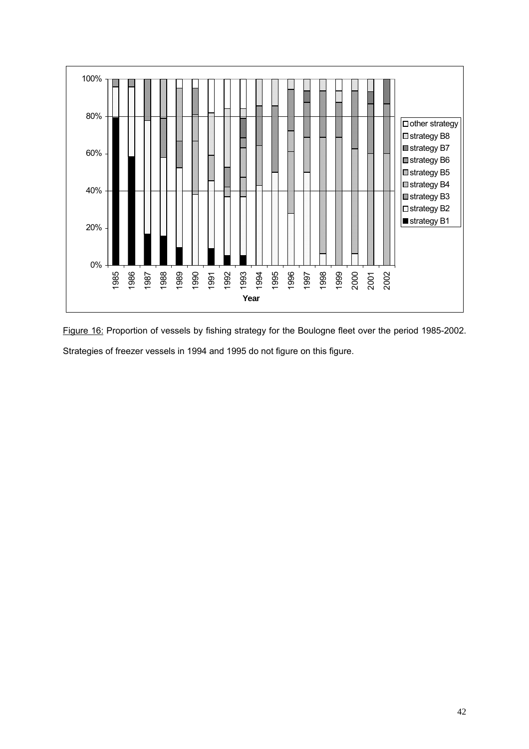Figure 16: Proportion of vessels by fishing strategy for the Boulogne fleet over the period 1985-2002. Strategies of freezer vessels in 1994 and 1995 do not figure on this figure.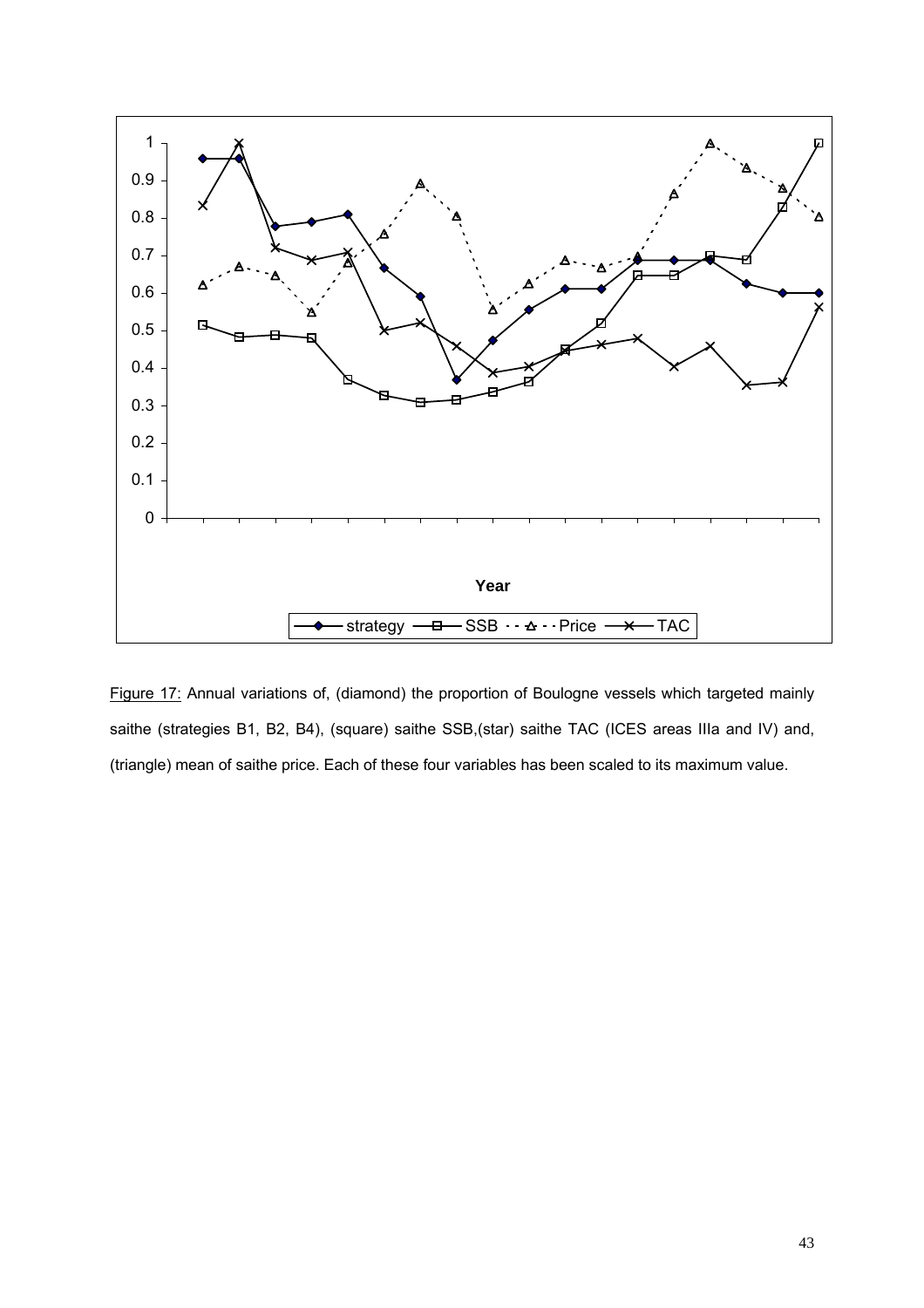1
0.9
0.8
0.7
0.6
0.5
0.4
0.3
0.2
0.1
0

Year

strategy — SSB - - Price — TAC

Figure 17: Annual variations of, (diamond) the proportion of Boulogne vessels which targeted mainly saithe (strategies B1, B2, B4), (square) saithe SSB,(star) saithe TAC (ICES areas IIIa and IV) and, (triangle) mean of saithe price. Each of these four variables has been scaled to its maximum value.